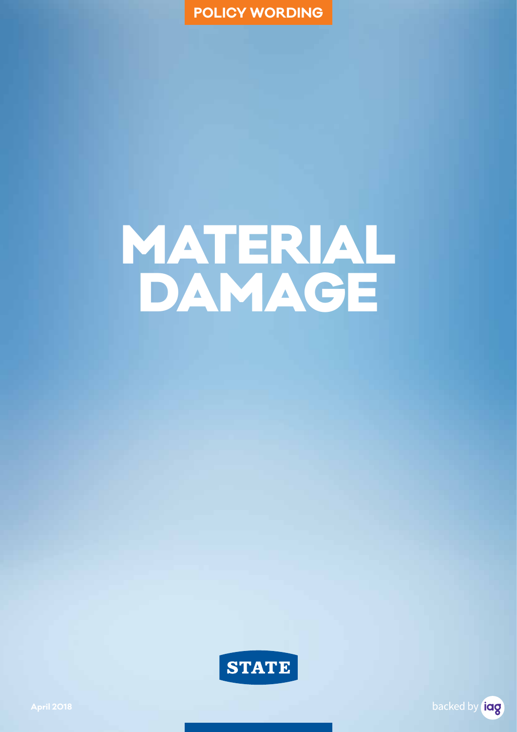POLICY WORDING

# MATERIAL DAMAGE

STATE

April 2018

backed by iag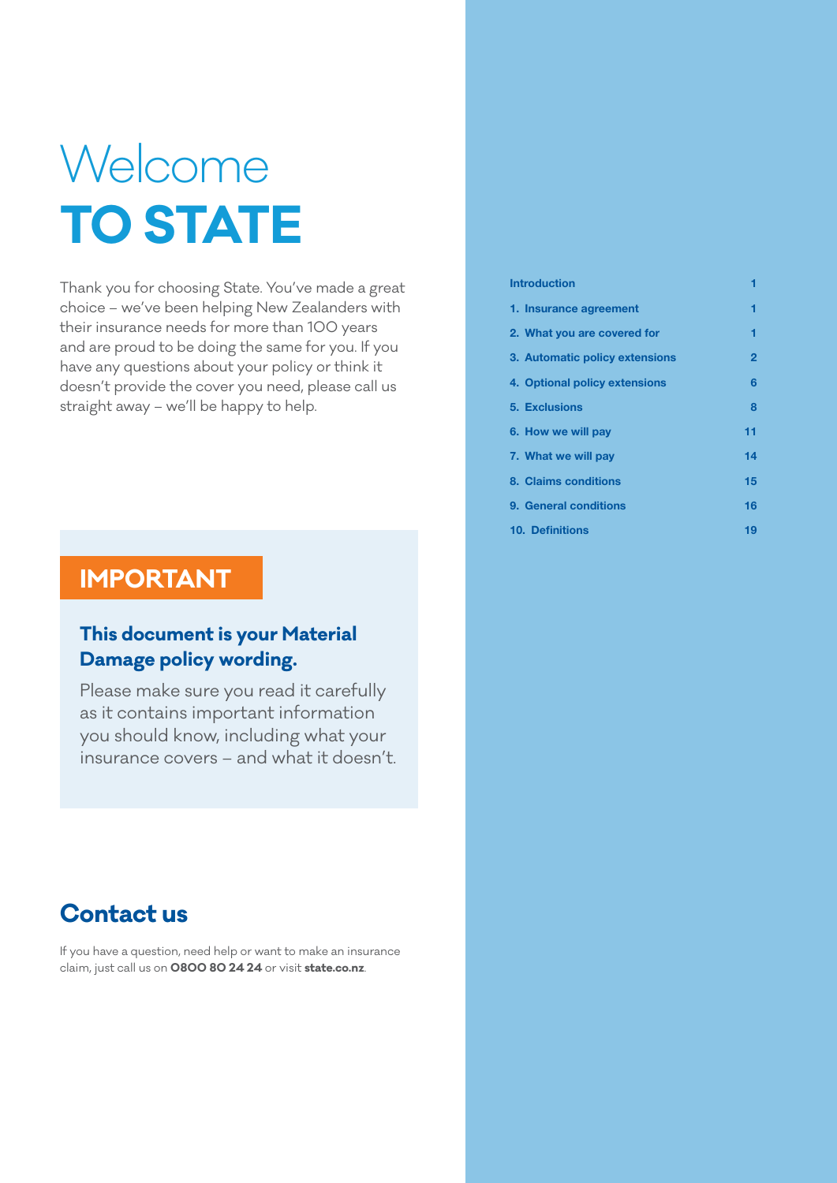# Welcome TO STATE

Thank you for choosing State. You've made a great choice – we've been helping New Zealanders with their insurance needs for more than 100 years and are proud to be doing the same for you. If you have any questions about your policy or think it doesn't provide the cover you need, please call us straight away – we'll be happy to help.

## IMPORTANT

**This document is your Material Damage policy wording.**

Please make sure you read it carefully as it contains important information you should know, including what your insurance covers – and what it doesn't.

## Contact us

If you have a question, need help or want to make an insurance claim, just call us on **0800 80 24 24** or visit **state.co.nz**.

| | |
|---|---|
| **Introduction** | **1** |
| **1. Insurance agreement** | **1** |
| **2. What you are covered for** | **1** |
| **3. Automatic policy extensions** | **2** |
| **4. Optional policy extensions** | **6** |
| **5. Exclusions** | **8** |
| **6. How we will pay** | **11** |
| **7. What we will pay** | **14** |
| **8. Claims conditions** | **15** |
| **9. General conditions** | **16** |
| **10. Definitions** | **19** |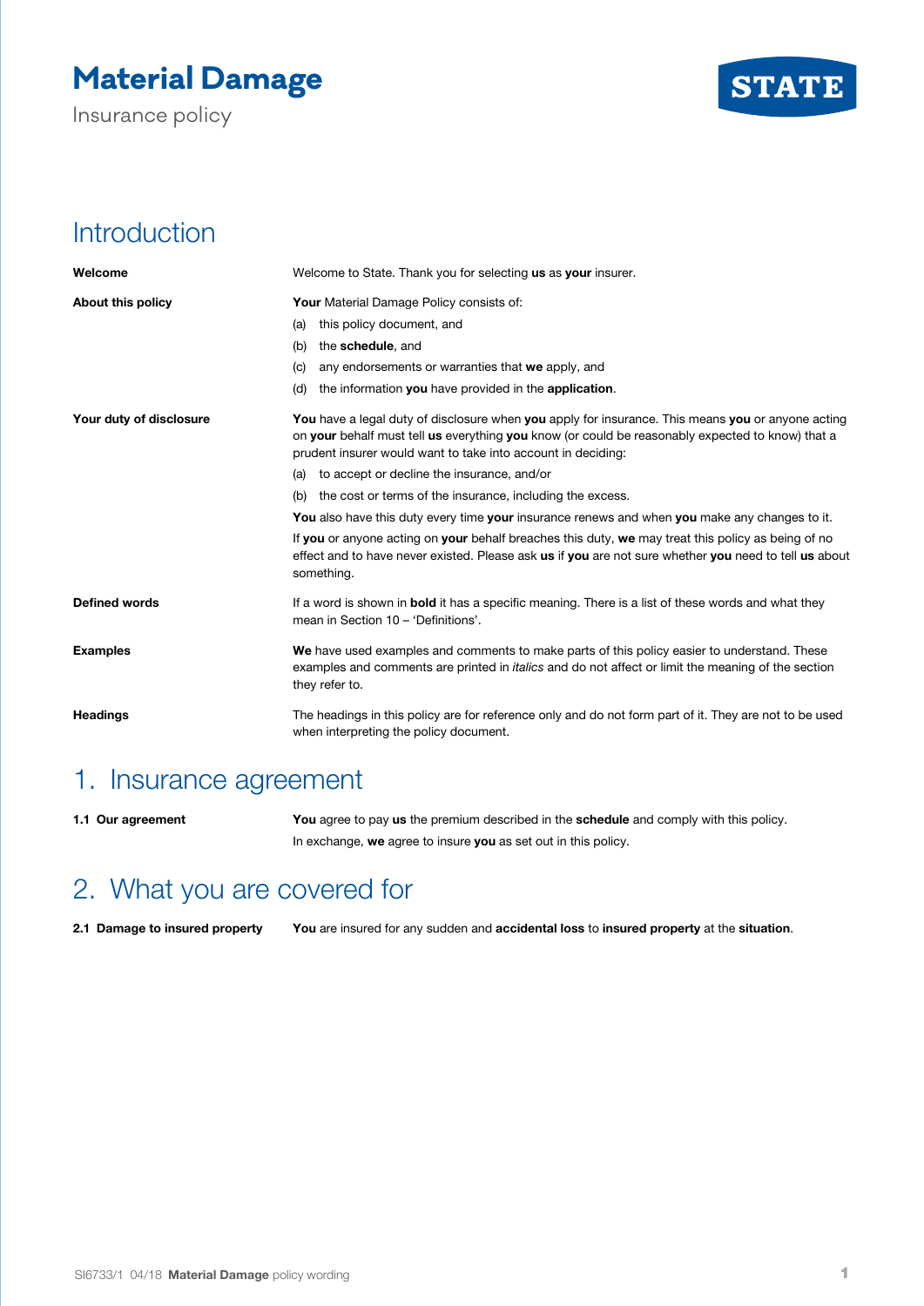# Material Damage

Insurance policy

STATE

## Introduction

**Welcome**

Welcome to State. Thank you for selecting **us** as **your** insurer.

**About this policy**

**Your** Material Damage Policy consists of:

(a) this policy document, and

(b) the **schedule**, and

(c) any endorsements or warranties that **we** apply, and

(d) the information **you** have provided in the **application**.

**Your duty of disclosure**

**You** have a legal duty of disclosure when **you** apply for insurance. This means **you** or anyone acting on **your** behalf must tell **us** everything **you** know (or could be reasonably expected to know) that a prudent insurer would want to take into account in deciding:

(a) to accept or decline the insurance, and/or

(b) the cost or terms of the insurance, including the excess.

**You** also have this duty every time **your** insurance renews and when **you** make any changes to it.

If **you** or anyone acting on **your** behalf breaches this duty, **we** may treat this policy as being of no effect and to have never existed. Please ask **us** if **you** are not sure whether **you** need to tell **us** about something.

**Defined words**

If a word is shown in **bold** it has a specific meaning. There is a list of these words and what they mean in Section 10 – 'Definitions'.

**Examples**

**We** have used examples and comments to make parts of this policy easier to understand. These examples and comments are printed in *italics* and do not affect or limit the meaning of the section they refer to.

**Headings**

The headings in this policy are for reference only and do not form part of it. They are not to be used when interpreting the policy document.

## 1. Insurance agreement

**1.1 Our agreement**

**You** agree to pay **us** the premium described in the **schedule** and comply with this policy.

In exchange, **we** agree to insure **you** as set out in this policy.

## 2. What you are covered for

**2.1 Damage to insured property**

**You** are insured for any sudden and **accidental loss** to **insured property** at the **situation**.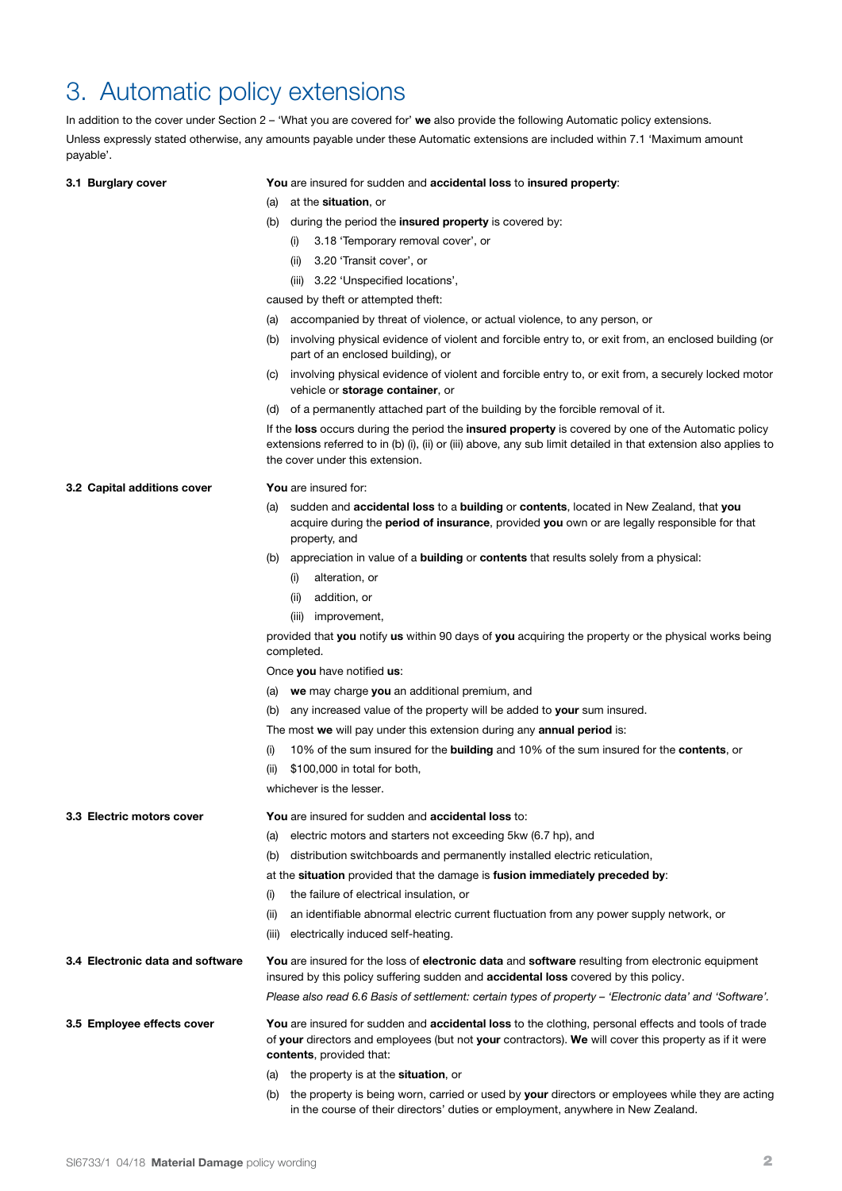# 3. Automatic policy extensions

In addition to the cover under Section 2 – 'What you are covered for' **we** also provide the following Automatic policy extensions.

Unless expressly stated otherwise, any amounts payable under these Automatic extensions are included within 7.1 'Maximum amount payable'.

### 3.1 Burglary cover

**You** are insured for sudden and **accidental loss** to **insured property**:

(a) at the **situation**, or

(b) during the period the **insured property** is covered by:

- (i) 3.18 'Temporary removal cover', or
- (ii) 3.20 'Transit cover', or
- (iii) 3.22 'Unspecified locations',

caused by theft or attempted theft:

(a) accompanied by threat of violence, or actual violence, to any person, or

(b) involving physical evidence of violent and forcible entry to, or exit from, an enclosed building (or part of an enclosed building), or

(c) involving physical evidence of violent and forcible entry to, or exit from, a securely locked motor vehicle or **storage container**, or

(d) of a permanently attached part of the building by the forcible removal of it.

If the **loss** occurs during the period the **insured property** is covered by one of the Automatic policy extensions referred to in (b) (i), (ii) or (iii) above, any sub limit detailed in that extension also applies to the cover under this extension.

### 3.2 Capital additions cover

**You** are insured for:

(a) sudden and **accidental loss** to a **building** or **contents**, located in New Zealand, that **you** acquire during the **period of insurance**, provided **you** own or are legally responsible for that property, and

(b) appreciation in value of a **building** or **contents** that results solely from a physical:

- (i) alteration, or
- (ii) addition, or
- (iii) improvement,

provided that **you** notify **us** within 90 days of **you** acquiring the property or the physical works being completed.

Once **you** have notified **us**:

(a) **we** may charge **you** an additional premium, and

(b) any increased value of the property will be added to **your** sum insured.

The most **we** will pay under this extension during any **annual period** is:

(i) 10% of the sum insured for the **building** and 10% of the sum insured for the **contents**, or

(ii) $100,000 in total for both,

whichever is the lesser.

### 3.3 Electric motors cover

**You** are insured for sudden and **accidental loss** to:

(a) electric motors and starters not exceeding 5kw (6.7 hp), and

(b) distribution switchboards and permanently installed electric reticulation,

at the **situation** provided that the damage is **fusion immediately preceded by**:

(i) the failure of electrical insulation, or

(ii) an identifiable abnormal electric current fluctuation from any power supply network, or

(iii) electrically induced self-heating.

### 3.4 Electronic data and software

**You** are insured for the loss of **electronic data** and **software** resulting from electronic equipment insured by this policy suffering sudden and **accidental loss** covered by this policy.

*Please also read 6.6 Basis of settlement: certain types of property – 'Electronic data' and 'Software'.*

### 3.5 Employee effects cover

**You** are insured for sudden and **accidental loss** to the clothing, personal effects and tools of trade of **your** directors and employees (but not **your** contractors). **We** will cover this property as if it were **contents**, provided that:

(a) the property is at the **situation**, or

(b) the property is being worn, carried or used by **your** directors or employees while they are acting in the course of their directors' duties or employment, anywhere in New Zealand.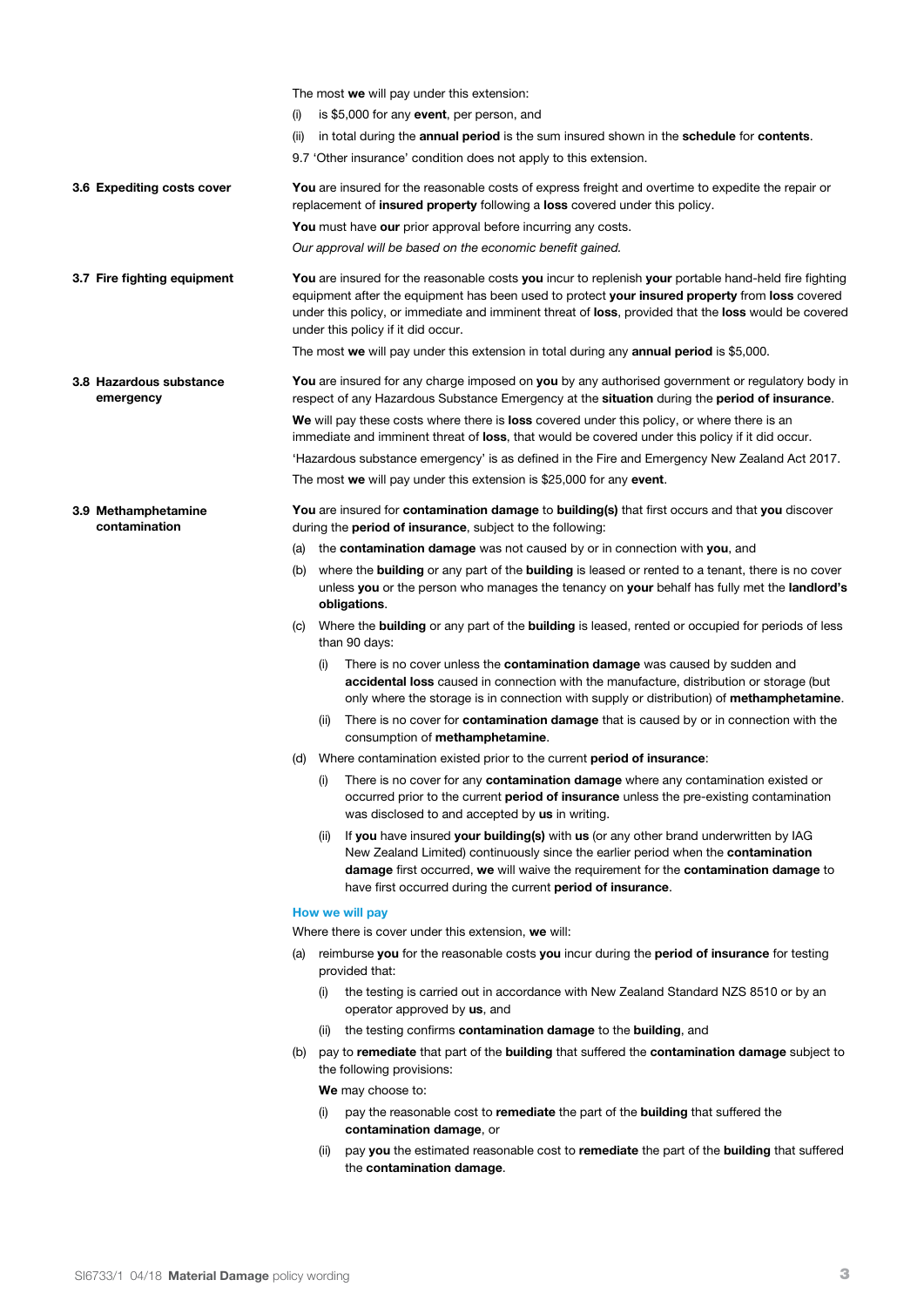The most **we** will pay under this extension:

(i) is $5,000 for any **event**, per person, and

(ii) in total during the **annual period** is the sum insured shown in the **schedule** for **contents**.

9.7 'Other insurance' condition does not apply to this extension.

### 3.6 Expediting costs cover

**You** are insured for the reasonable costs of express freight and overtime to expedite the repair or replacement of **insured property** following a **loss** covered under this policy.

**You** must have **our** prior approval before incurring any costs.

*Our approval will be based on the economic benefit gained.*

### 3.7 Fire fighting equipment

**You** are insured for the reasonable costs **you** incur to replenish **your** portable hand-held fire fighting equipment after the equipment has been used to protect **your insured property** from **loss** covered under this policy, or immediate and imminent threat of **loss**, provided that the **loss** would be covered under this policy if it did occur.

The most **we** will pay under this extension in total during any **annual period** is $5,000.

### 3.8 Hazardous substance emergency

**You** are insured for any charge imposed on **you** by any authorised government or regulatory body in respect of any Hazardous Substance Emergency at the **situation** during the **period of insurance**.

**We** will pay these costs where there is **loss** covered under this policy, or where there is an immediate and imminent threat of **loss**, that would be covered under this policy if it did occur.

'Hazardous substance emergency' is as defined in the Fire and Emergency New Zealand Act 2017.

The most **we** will pay under this extension is $25,000 for any **event**.

### 3.9 Methamphetamine contamination

**You** are insured for **contamination damage** to **building(s)** that first occurs and that **you** discover during the **period of insurance**, subject to the following:

(a) the **contamination damage** was not caused by or in connection with **you**, and

(b) where the **building** or any part of the **building** is leased or rented to a tenant, there is no cover unless **you** or the person who manages the tenancy on **your** behalf has fully met the **landlord's obligations**.

(c) Where the **building** or any part of the **building** is leased, rented or occupied for periods of less than 90 days:

- (i) There is no cover unless the **contamination damage** was caused by sudden and **accidental loss** caused in connection with the manufacture, distribution or storage (but only where the storage is in connection with supply or distribution) of **methamphetamine**.
- (ii) There is no cover for **contamination damage** that is caused by or in connection with the consumption of **methamphetamine**.

(d) Where contamination existed prior to the current **period of insurance**:

- (i) There is no cover for any **contamination damage** where any contamination existed or occurred prior to the current **period of insurance** unless the pre-existing contamination was disclosed to and accepted by **us** in writing.
- (ii) If **you** have insured **your building(s)** with **us** (or any other brand underwritten by IAG New Zealand Limited) continuously since the earlier period when the **contamination damage** first occurred, **we** will waive the requirement for the **contamination damage** to have first occurred during the current **period of insurance**.

#### How we will pay

Where there is cover under this extension, **we** will:

(a) reimburse **you** for the reasonable costs **you** incur during the **period of insurance** for testing provided that:

- (i) the testing is carried out in accordance with New Zealand Standard NZS 8510 or by an operator approved by **us**, and
- (ii) the testing confirms **contamination damage** to the **building**, and

(b) pay to **remediate** that part of the **building** that suffered the **contamination damage** subject to the following provisions:

**We** may choose to:

- (i) pay the reasonable cost to **remediate** the part of the **building** that suffered the **contamination damage**, or
- (ii) pay **you** the estimated reasonable cost to **remediate** the part of the **building** that suffered the **contamination damage**.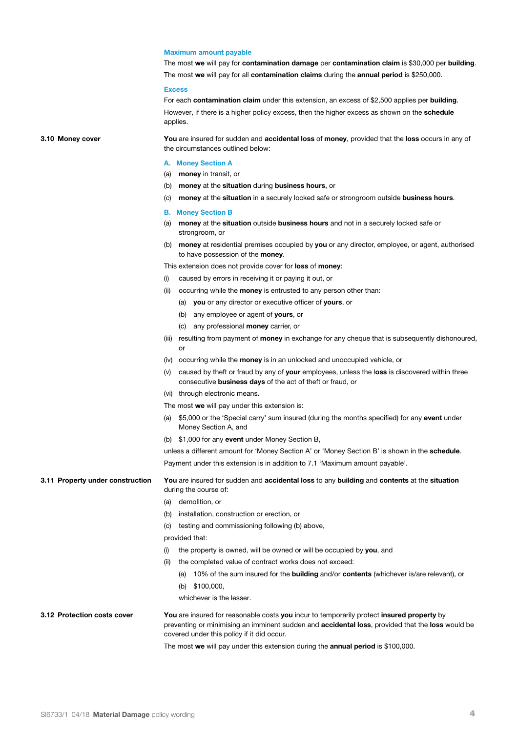#### Maximum amount payable

The most **we** will pay for **contamination damage** per **contamination claim** is $30,000 per **building**.

The most **we** will pay for all **contamination claims** during the **annual period** is $250,000.

#### Excess

For each **contamination claim** under this extension, an excess of $2,500 applies per **building**.

However, if there is a higher policy excess, then the higher excess as shown on the **schedule** applies.

### 3.10 Money cover

**You** are insured for sudden and **accidental loss** of **money**, provided that the **loss** occurs in any of the circumstances outlined below:

#### A. Money Section A

(a) **money** in transit, or

(b) **money** at the **situation** during **business hours**, or

(c) **money** at the **situation** in a securely locked safe or strongroom outside **business hours**.

#### B. Money Section B

(a) **money** at the **situation** outside **business hours** and not in a securely locked safe or strongroom, or

(b) **money** at residential premises occupied by **you** or any director, employee, or agent, authorised to have possession of the **money**.

This extension does not provide cover for **loss** of **money**:

(i) caused by errors in receiving it or paying it out, or

(ii) occurring while the **money** is entrusted to any person other than:

  (a) **you** or any director or executive officer of **yours**, or

  (b) any employee or agent of **yours**, or

  (c) any professional **money** carrier, or

(iii) resulting from payment of **money** in exchange for any cheque that is subsequently dishonoured, or

(iv) occurring while the **money** is in an unlocked and unoccupied vehicle, or

(v) caused by theft or fraud by any of **your** employees, unless the **loss** is discovered within three consecutive **business days** of the act of theft or fraud, or

(vi) through electronic means.

The most **we** will pay under this extension is:

(a) $5,000 or the 'Special carry' sum insured (during the months specified) for any **event** under Money Section A, and

(b) $1,000 for any **event** under Money Section B,

unless a different amount for 'Money Section A' or 'Money Section B' is shown in the **schedule**.

Payment under this extension is in addition to 7.1 'Maximum amount payable'.

### 3.11 Property under construction

**You** are insured for sudden and **accidental loss** to any **building** and **contents** at the **situation** during the course of:

(a) demolition, or

(b) installation, construction or erection, or

(c) testing and commissioning following (b) above,

provided that:

(i) the property is owned, will be owned or will be occupied by **you**, and

(ii) the completed value of contract works does not exceed:

  (a) 10% of the sum insured for the **building** and/or **contents** (whichever is/are relevant), or

  (b) $100,000,

  whichever is the lesser.

### 3.12 Protection costs cover

**You** are insured for reasonable costs **you** incur to temporarily protect **insured property** by preventing or minimising an imminent sudden and **accidental loss**, provided that the **loss** would be covered under this policy if it did occur.

The most **we** will pay under this extension during the **annual period** is $100,000.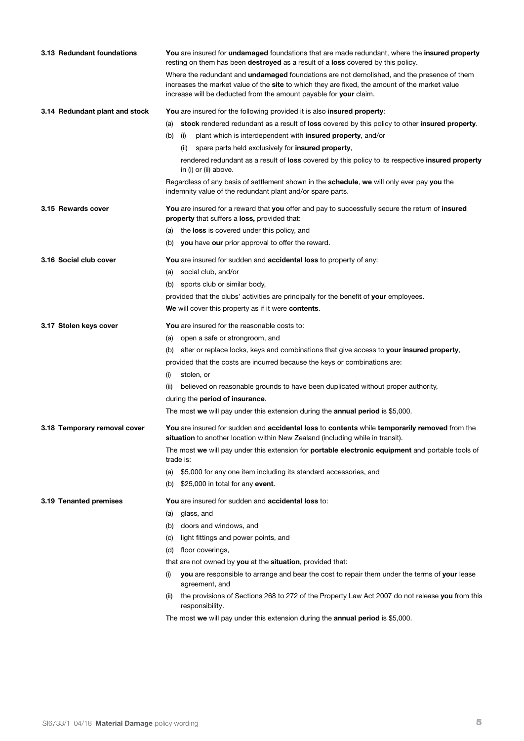### 3.13 Redundant foundations

**You** are insured for **undamaged** foundations that are made redundant, where the **insured property** resting on them has been **destroyed** as a result of a **loss** covered by this policy.

Where the redundant and **undamaged** foundations are not demolished, and the presence of them increases the market value of the **site** to which they are fixed, the amount of the market value increase will be deducted from the amount payable for **your** claim.

### 3.14 Redundant plant and stock

**You** are insured for the following provided it is also **insured property**:

(a) **stock** rendered redundant as a result of **loss** covered by this policy to other **insured property**.

(b) (i) plant which is interdependent with **insured property**, and/or

(ii) spare parts held exclusively for **insured property**,

rendered redundant as a result of **loss** covered by this policy to its respective **insured property** in (i) or (ii) above.

Regardless of any basis of settlement shown in the **schedule**, **we** will only ever pay **you** the indemnity value of the redundant plant and/or spare parts.

### 3.15 Rewards cover

**You** are insured for a reward that **you** offer and pay to successfully secure the return of **insured property** that suffers a **loss,** provided that:

(a) the **loss** is covered under this policy, and

(b) **you** have **our** prior approval to offer the reward.

### 3.16 Social club cover

**You** are insured for sudden and **accidental loss** to property of any:

(a) social club, and/or

(b) sports club or similar body,

provided that the clubs' activities are principally for the benefit of **your** employees.

**We** will cover this property as if it were **contents**.

### 3.17 Stolen keys cover

**You** are insured for the reasonable costs to:

(a) open a safe or strongroom, and

(b) alter or replace locks, keys and combinations that give access to **your insured property**,

provided that the costs are incurred because the keys or combinations are:

(i) stolen, or

(ii) believed on reasonable grounds to have been duplicated without proper authority,

during the **period of insurance**.

The most **we** will pay under this extension during the **annual period** is $5,000.

### 3.18 Temporary removal cover

**You** are insured for sudden and **accidental loss** to **contents** while **temporarily removed** from the **situation** to another location within New Zealand (including while in transit).

The most **we** will pay under this extension for **portable electronic equipment** and portable tools of trade is:

(a) $5,000 for any one item including its standard accessories, and

(b) $25,000 in total for any **event**.

### 3.19 Tenanted premises

**You** are insured for sudden and **accidental loss** to:

(a) glass, and

(b) doors and windows, and

(c) light fittings and power points, and

(d) floor coverings,

that are not owned by **you** at the **situation**, provided that:

(i) **you** are responsible to arrange and bear the cost to repair them under the terms of **your** lease agreement, and

(ii) the provisions of Sections 268 to 272 of the Property Law Act 2007 do not release **you** from this responsibility.

The most **we** will pay under this extension during the **annual period** is $5,000.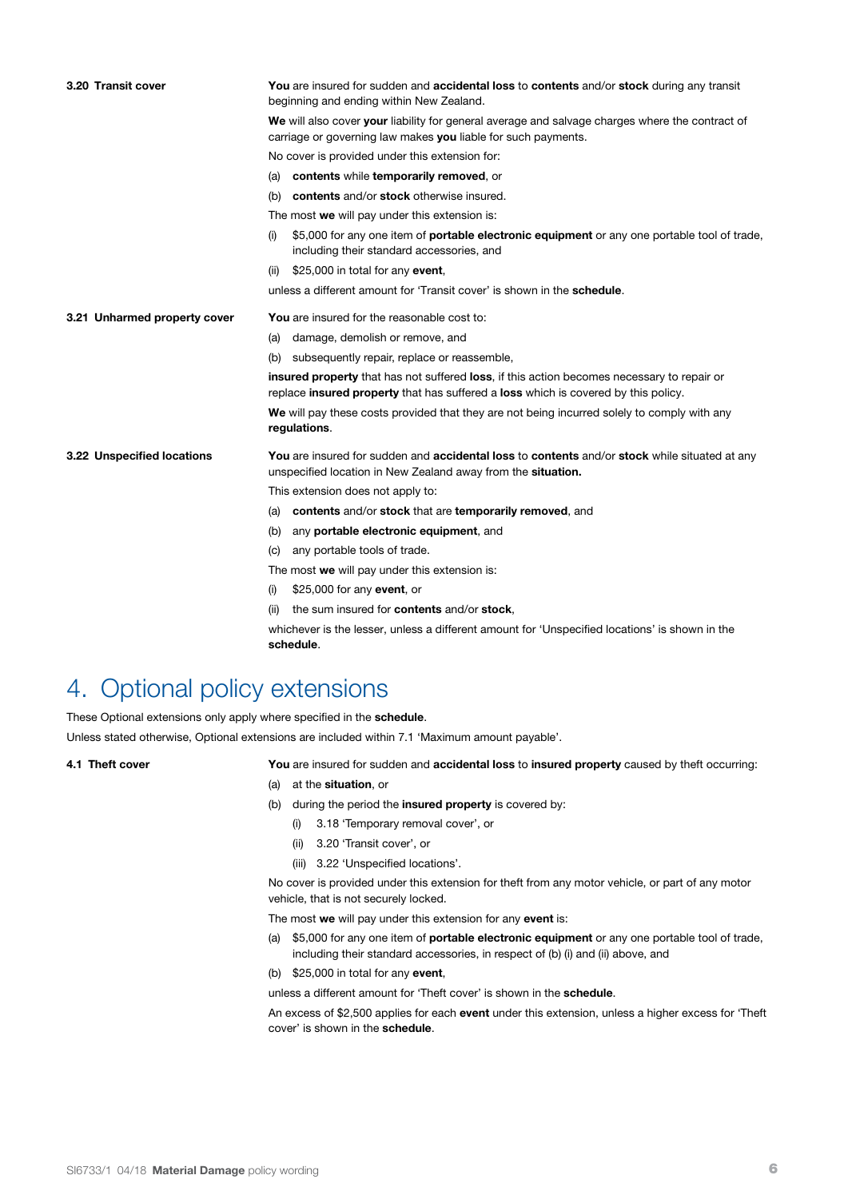**3.20 Transit cover**

**You** are insured for sudden and **accidental loss** to **contents** and/or **stock** during any transit beginning and ending within New Zealand.

**We** will also cover **your** liability for general average and salvage charges where the contract of carriage or governing law makes **you** liable for such payments.

No cover is provided under this extension for:

(a) **contents** while **temporarily removed**, or

(b) **contents** and/or **stock** otherwise insured.

The most **we** will pay under this extension is:

(i) $5,000 for any one item of **portable electronic equipment** or any one portable tool of trade, including their standard accessories, and

(ii) $25,000 in total for any **event**,

unless a different amount for 'Transit cover' is shown in the **schedule**.

**3.21 Unharmed property cover**

**You** are insured for the reasonable cost to:

(a) damage, demolish or remove, and

(b) subsequently repair, replace or reassemble,

**insured property** that has not suffered **loss**, if this action becomes necessary to repair or replace **insured property** that has suffered a **loss** which is covered by this policy.

**We** will pay these costs provided that they are not being incurred solely to comply with any **regulations**.

**3.22 Unspecified locations**

**You** are insured for sudden and **accidental loss** to **contents** and/or **stock** while situated at any unspecified location in New Zealand away from the **situation.**

This extension does not apply to:

(a) **contents** and/or **stock** that are **temporarily removed**, and

(b) any **portable electronic equipment**, and

(c) any portable tools of trade.

The most **we** will pay under this extension is:

(i) $25,000 for any **event**, or

(ii) the sum insured for **contents** and/or **stock**,

whichever is the lesser, unless a different amount for 'Unspecified locations' is shown in the **schedule**.

# 4. Optional policy extensions

These Optional extensions only apply where specified in the **schedule**.

Unless stated otherwise, Optional extensions are included within 7.1 'Maximum amount payable'.

**4.1 Theft cover**

**You** are insured for sudden and **accidental loss** to **insured property** caused by theft occurring:

(a) at the **situation**, or

(b) during the period the **insured property** is covered by:

  (i) 3.18 'Temporary removal cover', or

  (ii) 3.20 'Transit cover', or

  (iii) 3.22 'Unspecified locations'.

No cover is provided under this extension for theft from any motor vehicle, or part of any motor vehicle, that is not securely locked.

The most **we** will pay under this extension for any **event** is:

(a) $5,000 for any one item of **portable electronic equipment** or any one portable tool of trade, including their standard accessories, in respect of (b) (i) and (ii) above, and

(b) $25,000 in total for any **event**,

unless a different amount for 'Theft cover' is shown in the **schedule**.

An excess of $2,500 applies for each **event** under this extension, unless a higher excess for 'Theft cover' is shown in the **schedule**.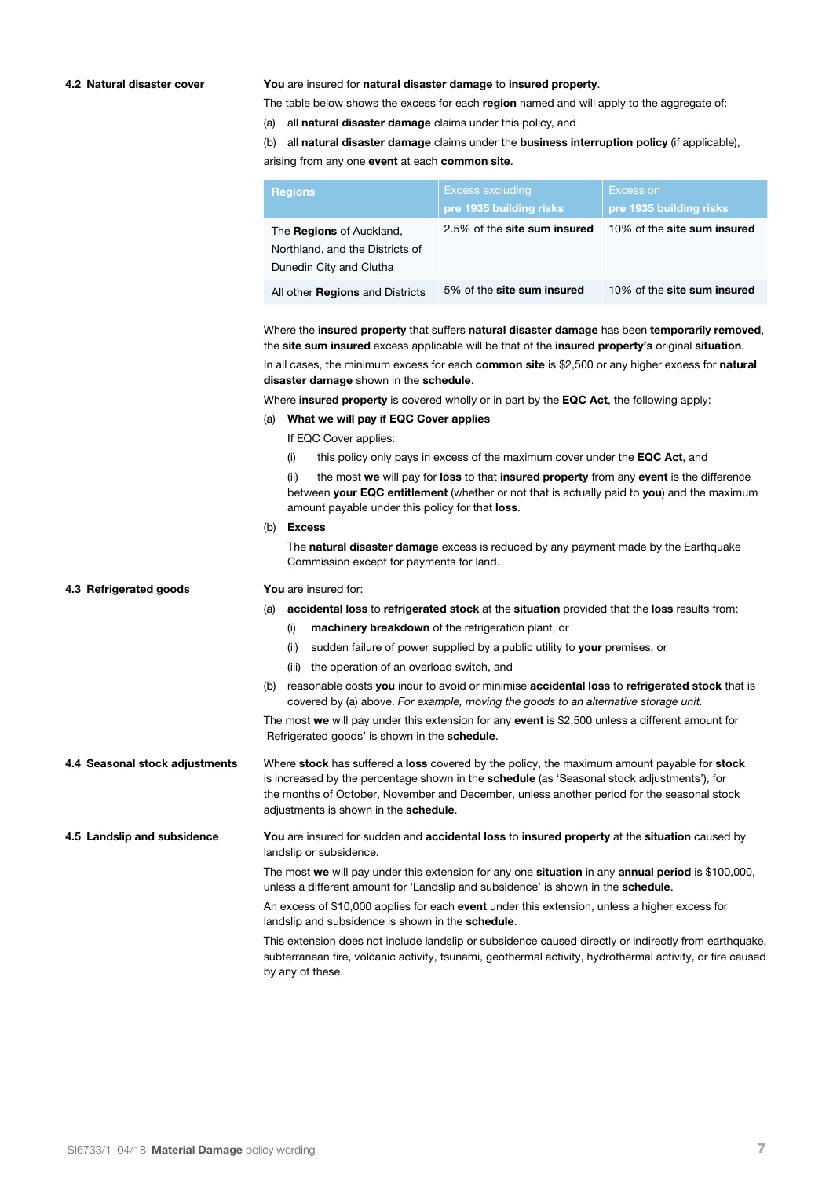### 4.2 Natural disaster cover

**You** are insured for **natural disaster damage** to **insured property**.

The table below shows the excess for each **region** named and will apply to the aggregate of:

(a) all **natural disaster damage** claims under this policy, and

(b) all **natural disaster damage** claims under the **business interruption policy** (if applicable),

arising from any one **event** at each **common site**.

| Regions | Excess excluding pre 1935 building risks | Excess on pre 1935 building risks |
|---|---|---|
| The **Regions** of Auckland, Northland, and the Districts of Dunedin City and Clutha | 2.5% of the **site sum insured** | 10% of the **site sum insured** |
| All other **Regions** and Districts | 5% of the **site sum insured** | 10% of the **site sum insured** |

Where the **insured property** that suffers **natural disaster damage** has been **temporarily removed**, the **site sum insured** excess applicable will be that of the **insured property's** original **situation**.

In all cases, the minimum excess for each **common site** is $2,500 or any higher excess for **natural disaster damage** shown in the **schedule**.

Where **insured property** is covered wholly or in part by the **EQC Act**, the following apply:

(a) **What we will pay if EQC Cover applies**

If EQC Cover applies:

(i) this policy only pays in excess of the maximum cover under the **EQC Act**, and

(ii) the most **we** will pay for **loss** to that **insured property** from any **event** is the difference between **your EQC entitlement** (whether or not that is actually paid to **you**) and the maximum amount payable under this policy for that **loss**.

(b) **Excess**

The **natural disaster damage** excess is reduced by any payment made by the Earthquake Commission except for payments for land.

### 4.3 Refrigerated goods

**You** are insured for:

(a) **accidental loss** to **refrigerated stock** at the **situation** provided that the **loss** results from:

(i) **machinery breakdown** of the refrigeration plant, or

(ii) sudden failure of power supplied by a public utility to **your** premises, or

(iii) the operation of an overload switch, and

(b) reasonable costs **you** incur to avoid or minimise **accidental loss** to **refrigerated stock** that is covered by (a) above. *For example, moving the goods to an alternative storage unit.*

The most **we** will pay under this extension for any **event** is $2,500 unless a different amount for 'Refrigerated goods' is shown in the **schedule**.

### 4.4 Seasonal stock adjustments

Where **stock** has suffered a **loss** covered by the policy, the maximum amount payable for **stock** is increased by the percentage shown in the **schedule** (as 'Seasonal stock adjustments'), for the months of October, November and December, unless another period for the seasonal stock adjustments is shown in the **schedule**.

### 4.5 Landslip and subsidence

**You** are insured for sudden and **accidental loss** to **insured property** at the **situation** caused by landslip or subsidence.

The most **we** will pay under this extension for any one **situation** in any **annual period** is $100,000, unless a different amount for 'Landslip and subsidence' is shown in the **schedule**.

An excess of $10,000 applies for each **event** under this extension, unless a higher excess for landslip and subsidence is shown in the **schedule**.

This extension does not include landslip or subsidence caused directly or indirectly from earthquake, subterranean fire, volcanic activity, tsunami, geothermal activity, hydrothermal activity, or fire caused by any of these.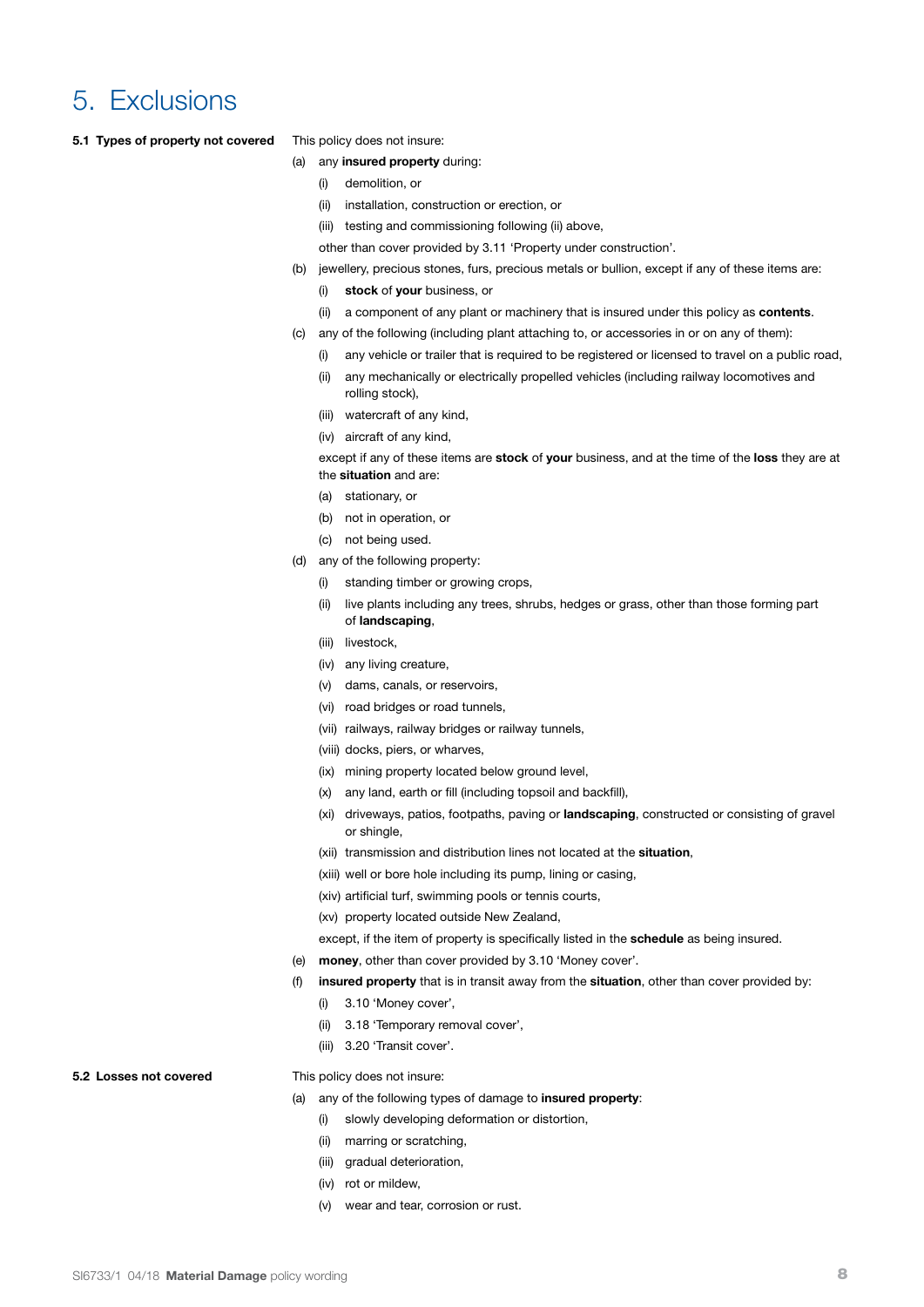# 5. Exclusions

### 5.1 Types of property not covered

This policy does not insure:

(a) any **insured property** during:

- (i) demolition, or
- (ii) installation, construction or erection, or
- (iii) testing and commissioning following (ii) above,

other than cover provided by 3.11 'Property under construction'.

(b) jewellery, precious stones, furs, precious metals or bullion, except if any of these items are:

- (i) **stock** of **your** business, or
- (ii) a component of any plant or machinery that is insured under this policy as **contents**.

(c) any of the following (including plant attaching to, or accessories in or on any of them):

- (i) any vehicle or trailer that is required to be registered or licensed to travel on a public road,
- (ii) any mechanically or electrically propelled vehicles (including railway locomotives and rolling stock),
- (iii) watercraft of any kind,
- (iv) aircraft of any kind,

except if any of these items are **stock** of **your** business, and at the time of the **loss** they are at the **situation** and are:

- (a) stationary, or
- (b) not in operation, or
- (c) not being used.

(d) any of the following property:

- (i) standing timber or growing crops,
- (ii) live plants including any trees, shrubs, hedges or grass, other than those forming part of **landscaping**,
- (iii) livestock,
- (iv) any living creature,
- (v) dams, canals, or reservoirs,
- (vi) road bridges or road tunnels,
- (vii) railways, railway bridges or railway tunnels,
- (viii) docks, piers, or wharves,
- (ix) mining property located below ground level,
- (x) any land, earth or fill (including topsoil and backfill),
- (xi) driveways, patios, footpaths, paving or **landscaping**, constructed or consisting of gravel or shingle,
- (xii) transmission and distribution lines not located at the **situation**,
- (xiii) well or bore hole including its pump, lining or casing,
- (xiv) artificial turf, swimming pools or tennis courts,
- (xv) property located outside New Zealand,

except, if the item of property is specifically listed in the **schedule** as being insured.

(e) **money**, other than cover provided by 3.10 'Money cover'.

(f) **insured property** that is in transit away from the **situation**, other than cover provided by:

- (i) 3.10 'Money cover',
- (ii) 3.18 'Temporary removal cover',
- (iii) 3.20 'Transit cover'.

### 5.2 Losses not covered

This policy does not insure:

(a) any of the following types of damage to **insured property**:

- (i) slowly developing deformation or distortion,
- (ii) marring or scratching,
- (iii) gradual deterioration,
- (iv) rot or mildew,
- (v) wear and tear, corrosion or rust.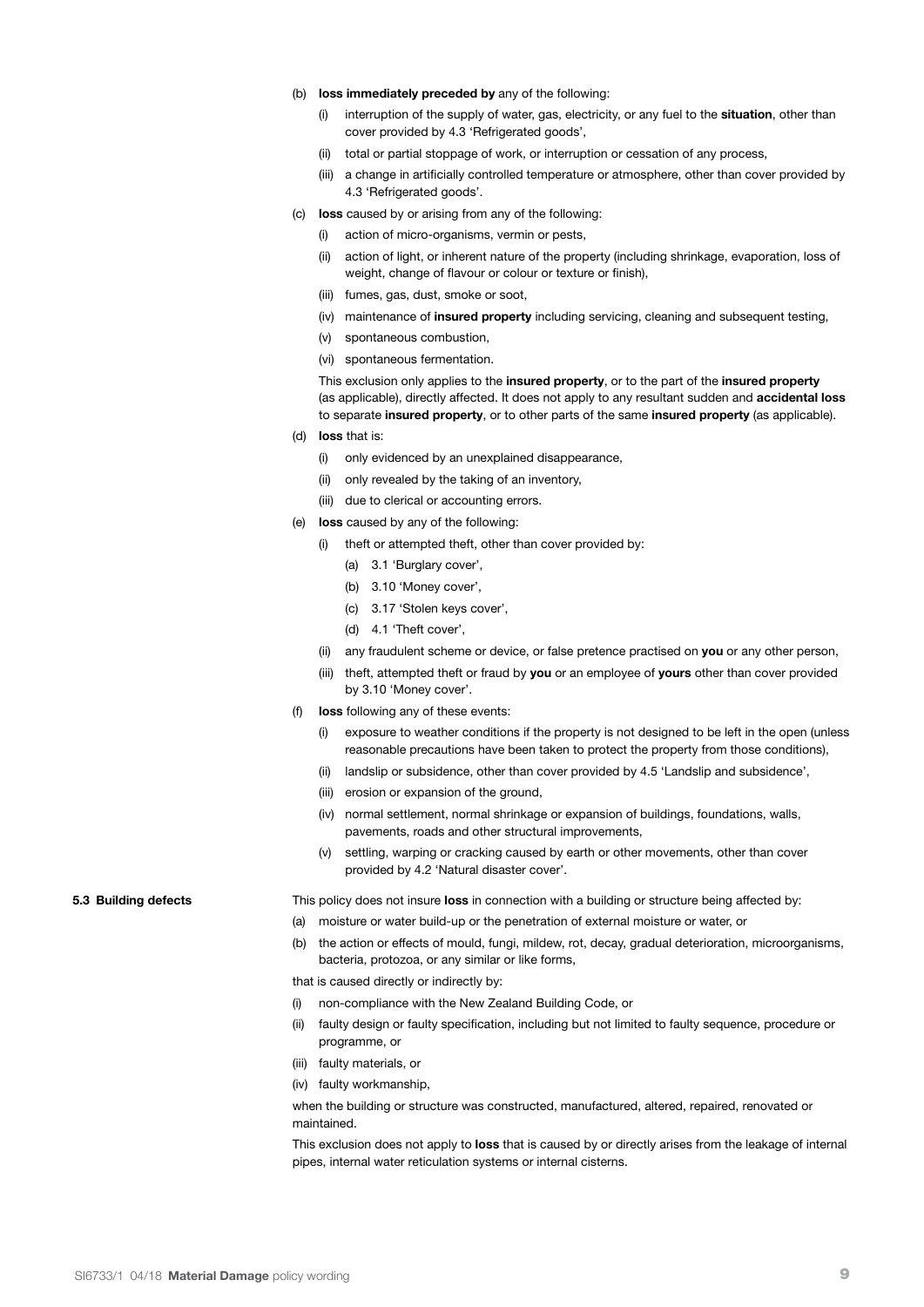(b) **loss immediately preceded by** any of the following:

   (i) interruption of the supply of water, gas, electricity, or any fuel to the **situation**, other than cover provided by 4.3 'Refrigerated goods',

   (ii) total or partial stoppage of work, or interruption or cessation of any process,

   (iii) a change in artificially controlled temperature or atmosphere, other than cover provided by 4.3 'Refrigerated goods'.

(c) **loss** caused by or arising from any of the following:

   (i) action of micro-organisms, vermin or pests,

   (ii) action of light, or inherent nature of the property (including shrinkage, evaporation, loss of weight, change of flavour or colour or texture or finish),

   (iii) fumes, gas, dust, smoke or soot,

   (iv) maintenance of **insured property** including servicing, cleaning and subsequent testing,

   (v) spontaneous combustion,

   (vi) spontaneous fermentation.

   This exclusion only applies to the **insured property**, or to the part of the **insured property** (as applicable), directly affected. It does not apply to any resultant sudden and **accidental loss** to separate **insured property**, or to other parts of the same **insured property** (as applicable).

(d) **loss** that is:

   (i) only evidenced by an unexplained disappearance,

   (ii) only revealed by the taking of an inventory,

   (iii) due to clerical or accounting errors.

(e) **loss** caused by any of the following:

   (i) theft or attempted theft, other than cover provided by:

      (a) 3.1 'Burglary cover',

      (b) 3.10 'Money cover',

      (c) 3.17 'Stolen keys cover',

      (d) 4.1 'Theft cover',

   (ii) any fraudulent scheme or device, or false pretence practised on **you** or any other person,

   (iii) theft, attempted theft or fraud by **you** or an employee of **yours** other than cover provided by 3.10 'Money cover'.

(f) **loss** following any of these events:

   (i) exposure to weather conditions if the property is not designed to be left in the open (unless reasonable precautions have been taken to protect the property from those conditions),

   (ii) landslip or subsidence, other than cover provided by 4.5 'Landslip and subsidence',

   (iii) erosion or expansion of the ground,

   (iv) normal settlement, normal shrinkage or expansion of buildings, foundations, walls, pavements, roads and other structural improvements,

   (v) settling, warping or cracking caused by earth or other movements, other than cover provided by 4.2 'Natural disaster cover'.

**5.3 Building defects**

This policy does not insure **loss** in connection with a building or structure being affected by:

(a) moisture or water build-up or the penetration of external moisture or water, or

(b) the action or effects of mould, fungi, mildew, rot, decay, gradual deterioration, microorganisms, bacteria, protozoa, or any similar or like forms,

that is caused directly or indirectly by:

(i) non-compliance with the New Zealand Building Code, or

(ii) faulty design or faulty specification, including but not limited to faulty sequence, procedure or programme, or

(iii) faulty materials, or

(iv) faulty workmanship,

when the building or structure was constructed, manufactured, altered, repaired, renovated or maintained.

This exclusion does not apply to **loss** that is caused by or directly arises from the leakage of internal pipes, internal water reticulation systems or internal cisterns.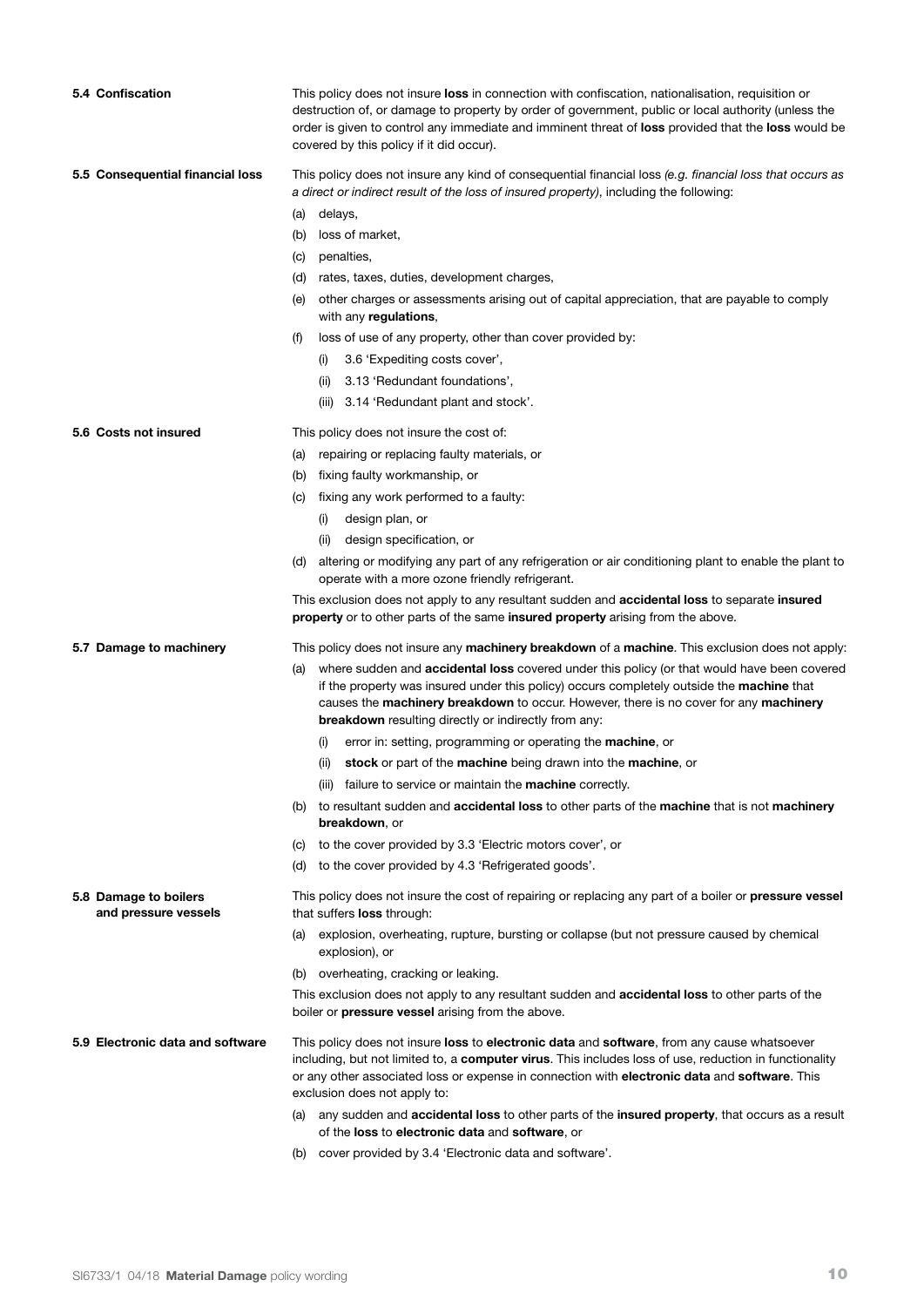### 5.4 Confiscation

This policy does not insure **loss** in connection with confiscation, nationalisation, requisition or destruction of, or damage to property by order of government, public or local authority (unless the order is given to control any immediate and imminent threat of **loss** provided that the **loss** would be covered by this policy if it did occur).

### 5.5 Consequential financial loss

This policy does not insure any kind of consequential financial loss *(e.g. financial loss that occurs as a direct or indirect result of the loss of insured property)*, including the following:

(a) delays,

(b) loss of market,

(c) penalties,

(d) rates, taxes, duties, development charges,

(e) other charges or assessments arising out of capital appreciation, that are payable to comply with any **regulations**,

(f) loss of use of any property, other than cover provided by:

- (i) 3.6 'Expediting costs cover',
- (ii) 3.13 'Redundant foundations',
- (iii) 3.14 'Redundant plant and stock'.

### 5.6 Costs not insured

This policy does not insure the cost of:

(a) repairing or replacing faulty materials, or

(b) fixing faulty workmanship, or

(c) fixing any work performed to a faulty:

- (i) design plan, or
- (ii) design specification, or

(d) altering or modifying any part of any refrigeration or air conditioning plant to enable the plant to operate with a more ozone friendly refrigerant.

This exclusion does not apply to any resultant sudden and **accidental loss** to separate **insured property** or to other parts of the same **insured property** arising from the above.

### 5.7 Damage to machinery

This policy does not insure any **machinery breakdown** of a **machine**. This exclusion does not apply:

(a) where sudden and **accidental loss** covered under this policy (or that would have been covered if the property was insured under this policy) occurs completely outside the **machine** that causes the **machinery breakdown** to occur. However, there is no cover for any **machinery breakdown** resulting directly or indirectly from any:

- (i) error in: setting, programming or operating the **machine**, or
- (ii) **stock** or part of the **machine** being drawn into the **machine**, or
- (iii) failure to service or maintain the **machine** correctly.

(b) to resultant sudden and **accidental loss** to other parts of the **machine** that is not **machinery breakdown**, or

(c) to the cover provided by 3.3 'Electric motors cover', or

(d) to the cover provided by 4.3 'Refrigerated goods'.

### 5.8 Damage to boilers and pressure vessels

This policy does not insure the cost of repairing or replacing any part of a boiler or **pressure vessel** that suffers **loss** through:

(a) explosion, overheating, rupture, bursting or collapse (but not pressure caused by chemical explosion), or

(b) overheating, cracking or leaking.

This exclusion does not apply to any resultant sudden and **accidental loss** to other parts of the boiler or **pressure vessel** arising from the above.

### 5.9 Electronic data and software

This policy does not insure **loss** to **electronic data** and **software**, from any cause whatsoever including, but not limited to, a **computer virus**. This includes loss of use, reduction in functionality or any other associated loss or expense in connection with **electronic data** and **software**. This exclusion does not apply to:

(a) any sudden and **accidental loss** to other parts of the **insured property**, that occurs as a result of the **loss** to **electronic data** and **software**, or

(b) cover provided by 3.4 'Electronic data and software'.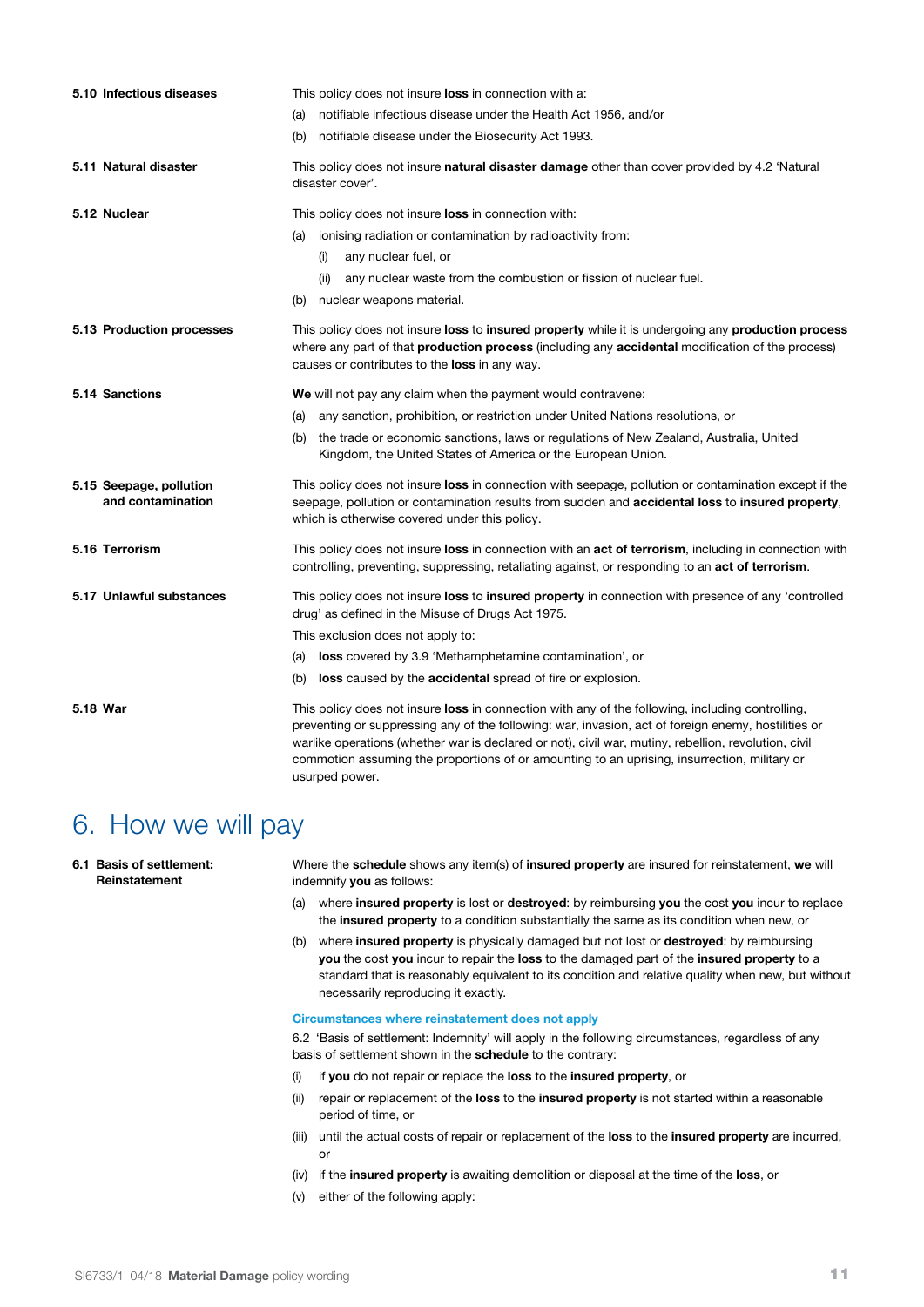**5.10 Infectious diseases**

This policy does not insure **loss** in connection with a:

(a) notifiable infectious disease under the Health Act 1956, and/or

(b) notifiable disease under the Biosecurity Act 1993.

**5.11 Natural disaster**

This policy does not insure **natural disaster damage** other than cover provided by 4.2 'Natural disaster cover'.

**5.12 Nuclear**

This policy does not insure **loss** in connection with:

(a) ionising radiation or contamination by radioactivity from:

  (i) any nuclear fuel, or

  (ii) any nuclear waste from the combustion or fission of nuclear fuel.

(b) nuclear weapons material.

**5.13 Production processes**

This policy does not insure **loss** to **insured property** while it is undergoing any **production process** where any part of that **production process** (including any **accidental** modification of the process) causes or contributes to the **loss** in any way.

**5.14 Sanctions**

**We** will not pay any claim when the payment would contravene:

(a) any sanction, prohibition, or restriction under United Nations resolutions, or

(b) the trade or economic sanctions, laws or regulations of New Zealand, Australia, United Kingdom, the United States of America or the European Union.

**5.15 Seepage, pollution and contamination**

This policy does not insure **loss** in connection with seepage, pollution or contamination except if the seepage, pollution or contamination results from sudden and **accidental loss** to **insured property**, which is otherwise covered under this policy.

**5.16 Terrorism**

This policy does not insure **loss** in connection with an **act of terrorism**, including in connection with controlling, preventing, suppressing, retaliating against, or responding to an **act of terrorism**.

**5.17 Unlawful substances**

This policy does not insure **loss** to **insured property** in connection with presence of any 'controlled drug' as defined in the Misuse of Drugs Act 1975.

This exclusion does not apply to:

(a) **loss** covered by 3.9 'Methamphetamine contamination', or

(b) **loss** caused by the **accidental** spread of fire or explosion.

**5.18 War**

This policy does not insure **loss** in connection with any of the following, including controlling, preventing or suppressing any of the following: war, invasion, act of foreign enemy, hostilities or warlike operations (whether war is declared or not), civil war, mutiny, rebellion, revolution, civil commotion assuming the proportions of or amounting to an uprising, insurrection, military or usurped power.

# 6. How we will pay

**6.1 Basis of settlement: Reinstatement**

Where the **schedule** shows any item(s) of **insured property** are insured for reinstatement, **we** will indemnify **you** as follows:

(a) where **insured property** is lost or **destroyed**: by reimbursing **you** the cost **you** incur to replace the **insured property** to a condition substantially the same as its condition when new, or

(b) where **insured property** is physically damaged but not lost or **destroyed**: by reimbursing **you** the cost **you** incur to repair the **loss** to the damaged part of the **insured property** to a standard that is reasonably equivalent to its condition and relative quality when new, but without necessarily reproducing it exactly.

**Circumstances where reinstatement does not apply**

6.2 'Basis of settlement: Indemnity' will apply in the following circumstances, regardless of any basis of settlement shown in the **schedule** to the contrary:

(i) if **you** do not repair or replace the **loss** to the **insured property**, or

(ii) repair or replacement of the **loss** to the **insured property** is not started within a reasonable period of time, or

(iii) until the actual costs of repair or replacement of the **loss** to the **insured property** are incurred, or

(iv) if the **insured property** is awaiting demolition or disposal at the time of the **loss**, or

(v) either of the following apply: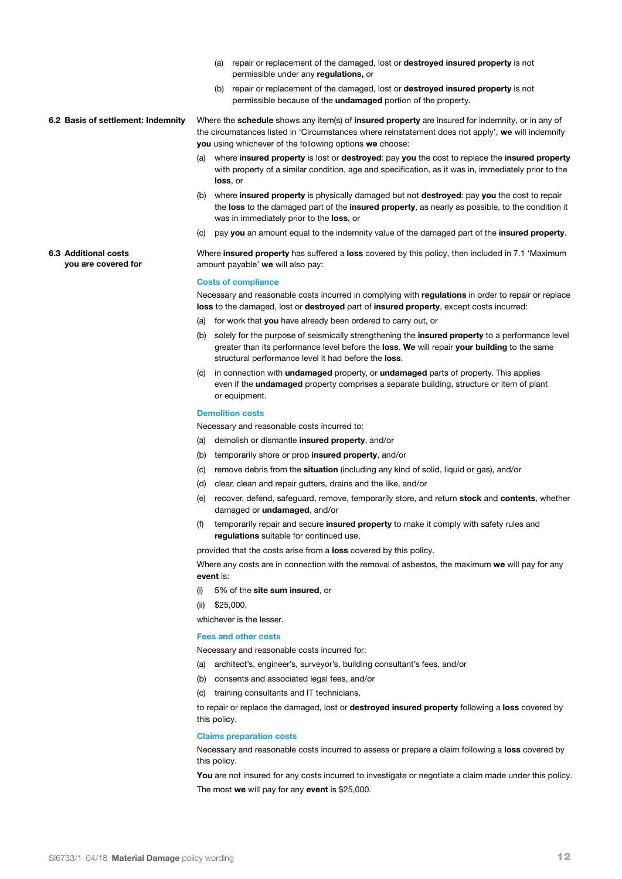(a) repair or replacement of the damaged, lost or **destroyed insured property** is not permissible under any **regulations,** or

(b) repair or replacement of the damaged, lost or **destroyed insured property** is not permissible because of the **undamaged** portion of the property.

### 6.2 Basis of settlement: Indemnity

Where the **schedule** shows any item(s) of **insured property** are insured for indemnity, or in any of the circumstances listed in 'Circumstances where reinstatement does not apply', **we** will indemnify **you** using whichever of the following options **we** choose:

(a) where **insured property** is lost or **destroyed**: pay **you** the cost to replace the **insured property** with property of a similar condition, age and specification, as it was in, immediately prior to the **loss**, or

(b) where **insured property** is physically damaged but not **destroyed**: pay **you** the cost to repair the **loss** to the damaged part of the **insured property**, as nearly as possible, to the condition it was in immediately prior to the **loss**, or

(c) pay **you** an amount equal to the indemnity value of the damaged part of the **insured property**.

### 6.3 Additional costs you are covered for

Where **insured property** has suffered a **loss** covered by this policy, then included in 7.1 'Maximum amount payable' **we** will also pay:

#### Costs of compliance

Necessary and reasonable costs incurred in complying with **regulations** in order to repair or replace **loss** to the damaged, lost or **destroyed** part of **insured property**, except costs incurred:

(a) for work that **you** have already been ordered to carry out, or

(b) solely for the purpose of seismically strengthening the **insured property** to a performance level greater than its performance level before the **loss**. **We** will repair **your building** to the same structural performance level it had before the **loss**.

(c) in connection with **undamaged** property, or **undamaged** parts of property. This applies even if the **undamaged** property comprises a separate building, structure or item of plant or equipment.

#### Demolition costs

Necessary and reasonable costs incurred to:

(a) demolish or dismantle **insured property**, and/or

(b) temporarily shore or prop **insured property**, and/or

(c) remove debris from the **situation** (including any kind of solid, liquid or gas), and/or

(d) clear, clean and repair gutters, drains and the like, and/or

(e) recover, defend, safeguard, remove, temporarily store, and return **stock** and **contents**, whether damaged or **undamaged**, and/or

(f) temporarily repair and secure **insured property** to make it comply with safety rules and **regulations** suitable for continued use,

provided that the costs arise from a **loss** covered by this policy.

Where any costs are in connection with the removal of asbestos, the maximum **we** will pay for any **event** is:

(i) 5% of the **site sum insured**, or

(ii) $25,000,

whichever is the lesser.

#### Fees and other costs

Necessary and reasonable costs incurred for:

(a) architect's, engineer's, surveyor's, building consultant's fees, and/or

(b) consents and associated legal fees, and/or

(c) training consultants and IT technicians,

to repair or replace the damaged, lost or **destroyed insured property** following a **loss** covered by this policy.

#### Claims preparation costs

Necessary and reasonable costs incurred to assess or prepare a claim following a **loss** covered by this policy.

**You** are not insured for any costs incurred to investigate or negotiate a claim made under this policy.

The most **we** will pay for any **event** is $25,000.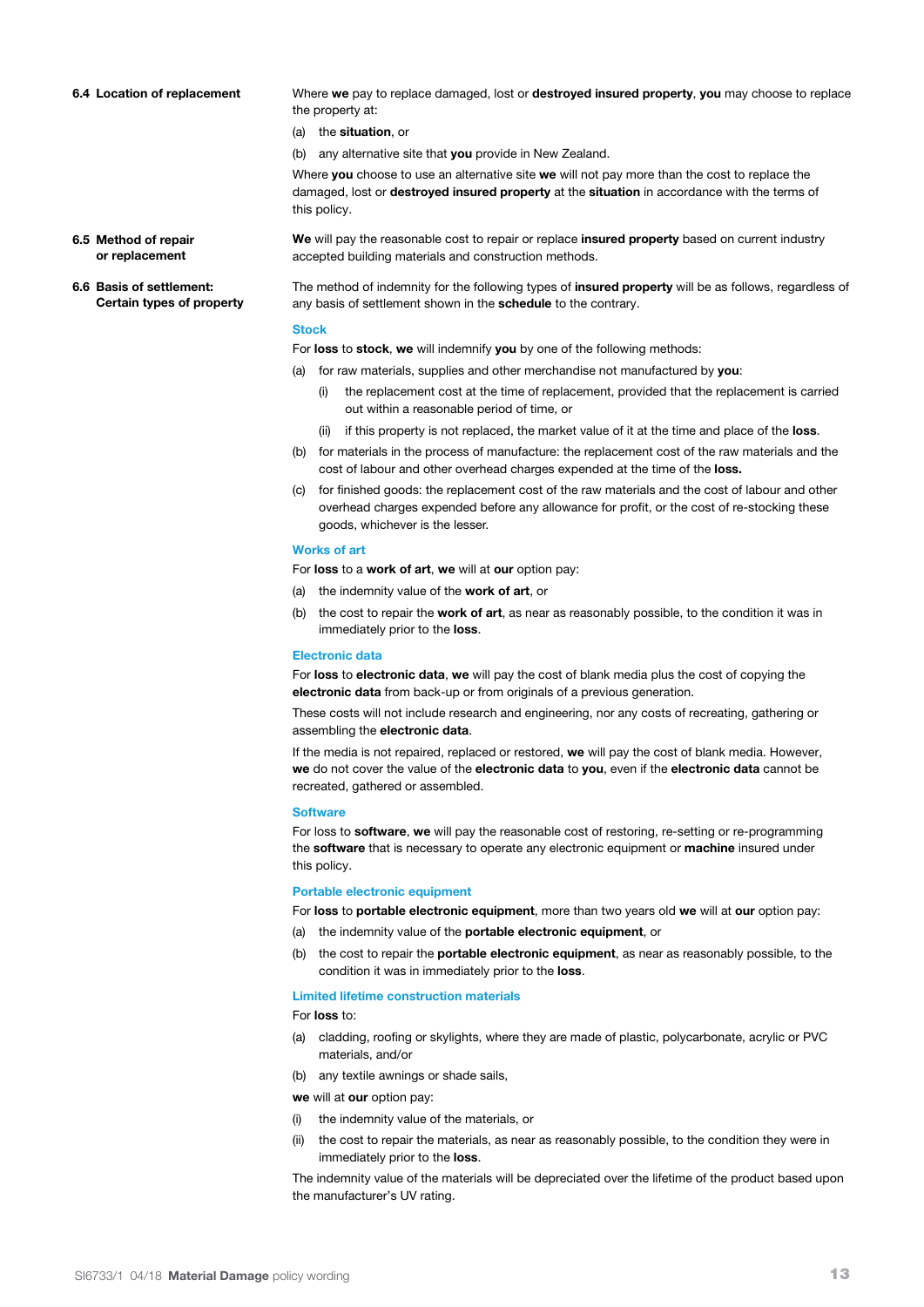### 6.4 Location of replacement

Where **we** pay to replace damaged, lost or **destroyed insured property**, **you** may choose to replace the property at:

(a) the **situation**, or

(b) any alternative site that **you** provide in New Zealand.

Where **you** choose to use an alternative site **we** will not pay more than the cost to replace the damaged, lost or **destroyed insured property** at the **situation** in accordance with the terms of this policy.

### 6.5 Method of repair or replacement

**We** will pay the reasonable cost to repair or replace **insured property** based on current industry accepted building materials and construction methods.

### 6.6 Basis of settlement: Certain types of property

The method of indemnity for the following types of **insured property** will be as follows, regardless of any basis of settlement shown in the **schedule** to the contrary.

#### Stock

For **loss** to **stock**, **we** will indemnify **you** by one of the following methods:

(a) for raw materials, supplies and other merchandise not manufactured by **you**:

  (i) the replacement cost at the time of replacement, provided that the replacement is carried out within a reasonable period of time, or

  (ii) if this property is not replaced, the market value of it at the time and place of the **loss**.

(b) for materials in the process of manufacture: the replacement cost of the raw materials and the cost of labour and other overhead charges expended at the time of the **loss.**

(c) for finished goods: the replacement cost of the raw materials and the cost of labour and other overhead charges expended before any allowance for profit, or the cost of re-stocking these goods, whichever is the lesser.

#### Works of art

For **loss** to a **work of art**, **we** will at **our** option pay:

(a) the indemnity value of the **work of art**, or

(b) the cost to repair the **work of art**, as near as reasonably possible, to the condition it was in immediately prior to the **loss**.

#### Electronic data

For **loss** to **electronic data**, **we** will pay the cost of blank media plus the cost of copying the **electronic data** from back-up or from originals of a previous generation.

These costs will not include research and engineering, nor any costs of recreating, gathering or assembling the **electronic data**.

If the media is not repaired, replaced or restored, **we** will pay the cost of blank media. However, **we** do not cover the value of the **electronic data** to **you**, even if the **electronic data** cannot be recreated, gathered or assembled.

#### Software

For loss to **software**, **we** will pay the reasonable cost of restoring, re-setting or re-programming the **software** that is necessary to operate any electronic equipment or **machine** insured under this policy.

#### Portable electronic equipment

For **loss** to **portable electronic equipment**, more than two years old **we** will at **our** option pay:

(a) the indemnity value of the **portable electronic equipment**, or

(b) the cost to repair the **portable electronic equipment**, as near as reasonably possible, to the condition it was in immediately prior to the **loss**.

#### Limited lifetime construction materials

For **loss** to:

(a) cladding, roofing or skylights, where they are made of plastic, polycarbonate, acrylic or PVC materials, and/or

(b) any textile awnings or shade sails,

**we** will at **our** option pay:

(i) the indemnity value of the materials, or

(ii) the cost to repair the materials, as near as reasonably possible, to the condition they were in immediately prior to the **loss**.

The indemnity value of the materials will be depreciated over the lifetime of the product based upon the manufacturer's UV rating.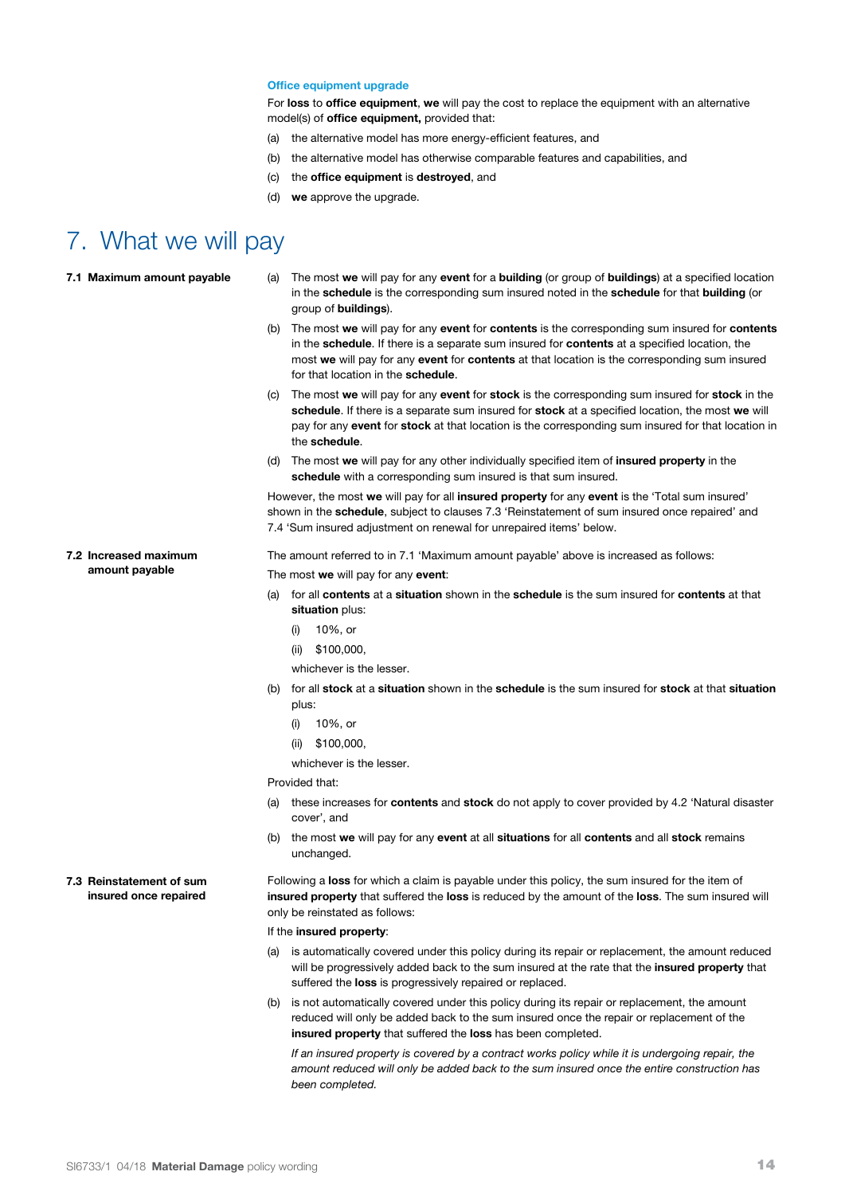### Office equipment upgrade

For **loss** to **office equipment**, **we** will pay the cost to replace the equipment with an alternative model(s) of **office equipment,** provided that:

(a) the alternative model has more energy-efficient features, and

(b) the alternative model has otherwise comparable features and capabilities, and

(c) the **office equipment** is **destroyed**, and

(d) **we** approve the upgrade.

# 7. What we will pay

### 7.1 Maximum amount payable

(a) The most **we** will pay for any **event** for a **building** (or group of **buildings**) at a specified location in the **schedule** is the corresponding sum insured noted in the **schedule** for that **building** (or group of **buildings**).

(b) The most **we** will pay for any **event** for **contents** is the corresponding sum insured for **contents** in the **schedule**. If there is a separate sum insured for **contents** at a specified location, the most **we** will pay for any **event** for **contents** at that location is the corresponding sum insured for that location in the **schedule**.

(c) The most **we** will pay for any **event** for **stock** is the corresponding sum insured for **stock** in the **schedule**. If there is a separate sum insured for **stock** at a specified location, the most **we** will pay for any **event** for **stock** at that location is the corresponding sum insured for that location in the **schedule**.

(d) The most **we** will pay for any other individually specified item of **insured property** in the **schedule** with a corresponding sum insured is that sum insured.

However, the most **we** will pay for all **insured property** for any **event** is the 'Total sum insured' shown in the **schedule**, subject to clauses 7.3 'Reinstatement of sum insured once repaired' and 7.4 'Sum insured adjustment on renewal for unrepaired items' below.

### 7.2 Increased maximum amount payable

The amount referred to in 7.1 'Maximum amount payable' above is increased as follows:

The most **we** will pay for any **event**:

(a) for all **contents** at a **situation** shown in the **schedule** is the sum insured for **contents** at that **situation** plus:

(i) 10%, or

(ii) $100,000,

whichever is the lesser.

(b) for all **stock** at a **situation** shown in the **schedule** is the sum insured for **stock** at that **situation** plus:

(i) 10%, or

(ii) $100,000,

whichever is the lesser.

Provided that:

(a) these increases for **contents** and **stock** do not apply to cover provided by 4.2 'Natural disaster cover', and

(b) the most **we** will pay for any **event** at all **situations** for all **contents** and all **stock** remains unchanged.

### 7.3 Reinstatement of sum insured once repaired

Following a **loss** for which a claim is payable under this policy, the sum insured for the item of **insured property** that suffered the **loss** is reduced by the amount of the **loss**. The sum insured will only be reinstated as follows:

If the **insured property**:

(a) is automatically covered under this policy during its repair or replacement, the amount reduced will be progressively added back to the sum insured at the rate that the **insured property** that suffered the **loss** is progressively repaired or replaced.

(b) is not automatically covered under this policy during its repair or replacement, the amount reduced will only be added back to the sum insured once the repair or replacement of the **insured property** that suffered the **loss** has been completed.

*If an insured property is covered by a contract works policy while it is undergoing repair, the amount reduced will only be added back to the sum insured once the entire construction has been completed.*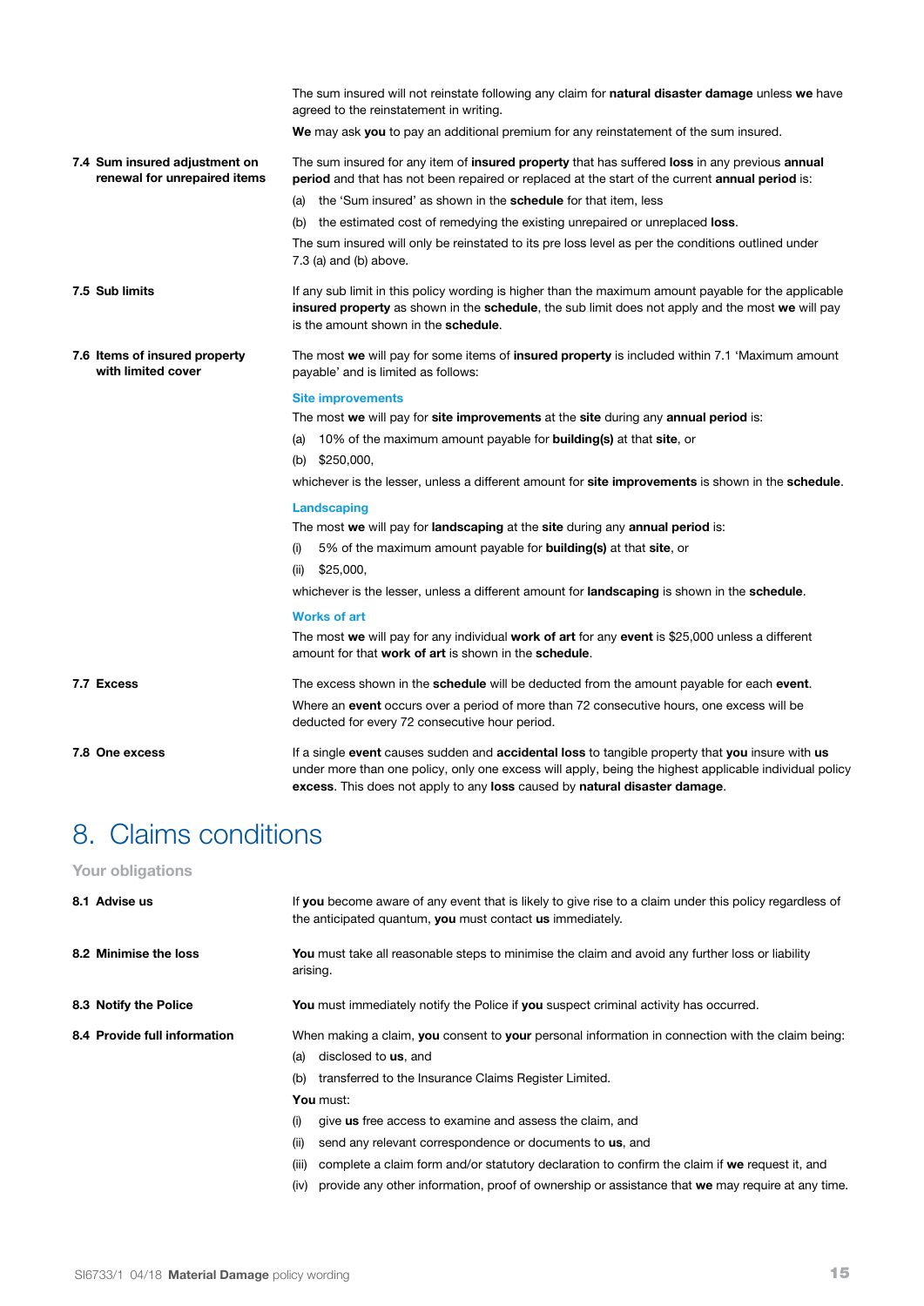The sum insured will not reinstate following any claim for **natural disaster damage** unless **we** have agreed to the reinstatement in writing.

**We** may ask **you** to pay an additional premium for any reinstatement of the sum insured.

**7.4 Sum insured adjustment on renewal for unrepaired items**

The sum insured for any item of **insured property** that has suffered **loss** in any previous **annual period** and that has not been repaired or replaced at the start of the current **annual period** is:

(a) the 'Sum insured' as shown in the **schedule** for that item, less

(b) the estimated cost of remedying the existing unrepaired or unreplaced **loss**.

The sum insured will only be reinstated to its pre loss level as per the conditions outlined under 7.3 (a) and (b) above.

**7.5 Sub limits**

If any sub limit in this policy wording is higher than the maximum amount payable for the applicable **insured property** as shown in the **schedule**, the sub limit does not apply and the most **we** will pay is the amount shown in the **schedule**.

**7.6 Items of insured property with limited cover**

The most **we** will pay for some items of **insured property** is included within 7.1 'Maximum amount payable' and is limited as follows:

**Site improvements**

The most **we** will pay for **site improvements** at the **site** during any **annual period** is:

(a) 10% of the maximum amount payable for **building(s)** at that **site**, or

(b) $250,000,

whichever is the lesser, unless a different amount for **site improvements** is shown in the **schedule**.

**Landscaping**

The most **we** will pay for **landscaping** at the **site** during any **annual period** is:

(i) 5% of the maximum amount payable for **building(s)** at that **site**, or

(ii) $25,000,

whichever is the lesser, unless a different amount for **landscaping** is shown in the **schedule**.

**Works of art**

The most **we** will pay for any individual **work of art** for any **event** is $25,000 unless a different amount for that **work of art** is shown in the **schedule**.

**7.7 Excess**

The excess shown in the **schedule** will be deducted from the amount payable for each **event**.

Where an **event** occurs over a period of more than 72 consecutive hours, one excess will be deducted for every 72 consecutive hour period.

**7.8 One excess**

If a single **event** causes sudden and **accidental loss** to tangible property that **you** insure with **us** under more than one policy, only one excess will apply, being the highest applicable individual policy **excess**. This does not apply to any **loss** caused by **natural disaster damage**.

# 8. Claims conditions

## Your obligations

**8.1 Advise us**

If **you** become aware of any event that is likely to give rise to a claim under this policy regardless of the anticipated quantum, **you** must contact **us** immediately.

**8.2 Minimise the loss**

**You** must take all reasonable steps to minimise the claim and avoid any further loss or liability arising.

**8.3 Notify the Police**

**You** must immediately notify the Police if **you** suspect criminal activity has occurred.

**8.4 Provide full information**

When making a claim, **you** consent to **your** personal information in connection with the claim being:

(a) disclosed to **us**, and

(b) transferred to the Insurance Claims Register Limited.

**You** must:

(i) give **us** free access to examine and assess the claim, and

(ii) send any relevant correspondence or documents to **us**, and

(iii) complete a claim form and/or statutory declaration to confirm the claim if **we** request it, and

(iv) provide any other information, proof of ownership or assistance that **we** may require at any time.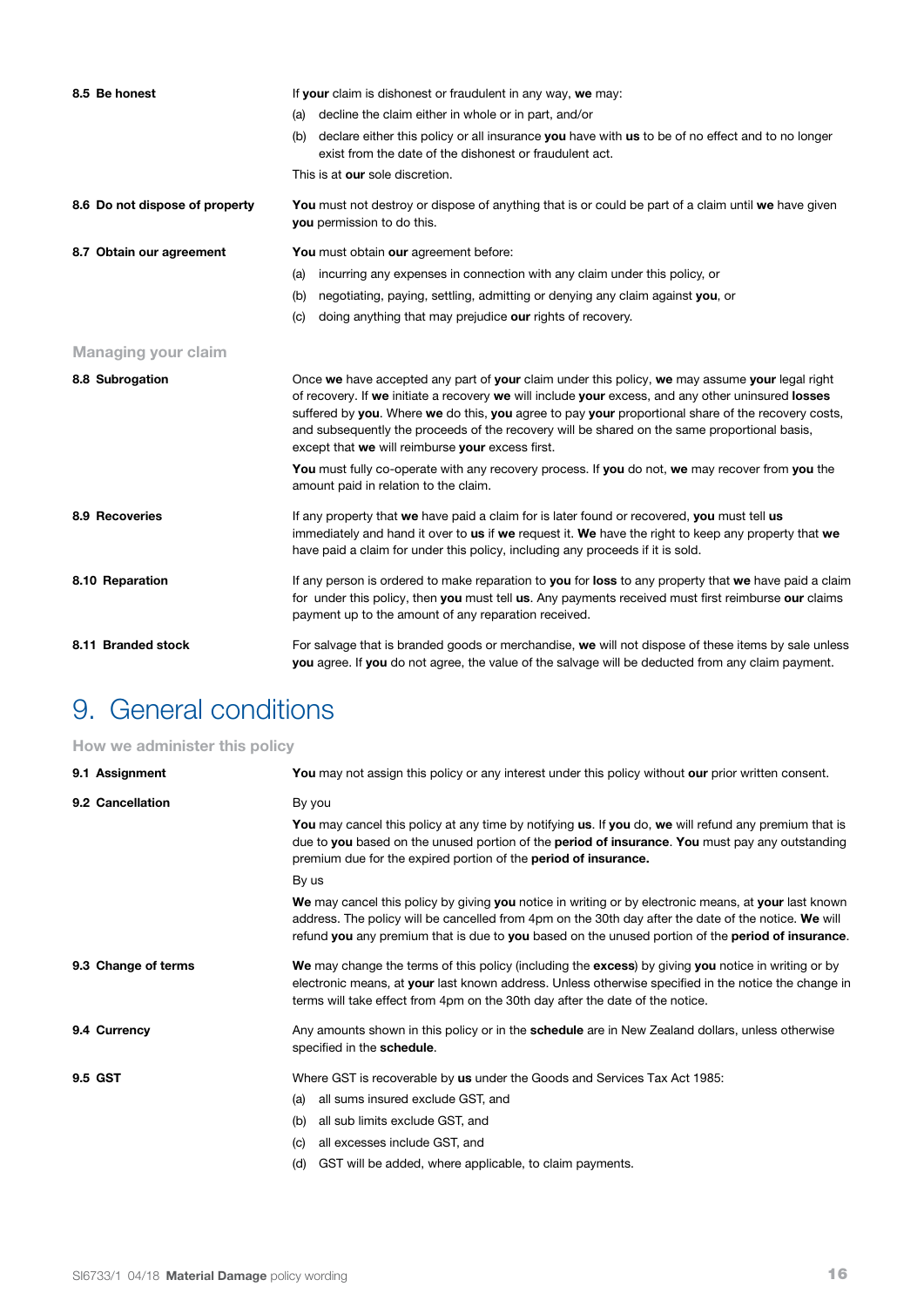**8.5 Be honest**

If **your** claim is dishonest or fraudulent in any way, **we** may:

(a) decline the claim either in whole or in part, and/or

(b) declare either this policy or all insurance **you** have with **us** to be of no effect and to no longer exist from the date of the dishonest or fraudulent act.

This is at **our** sole discretion.

**8.6 Do not dispose of property**

**You** must not destroy or dispose of anything that is or could be part of a claim until **we** have given **you** permission to do this.

**8.7 Obtain our agreement**

**You** must obtain **our** agreement before:

(a) incurring any expenses in connection with any claim under this policy, or

(b) negotiating, paying, settling, admitting or denying any claim against **you**, or

(c) doing anything that may prejudice **our** rights of recovery.

### Managing your claim

**8.8 Subrogation**

Once **we** have accepted any part of **your** claim under this policy, **we** may assume **your** legal right of recovery. If **we** initiate a recovery **we** will include **your** excess, and any other uninsured **losses** suffered by **you**. Where **we** do this, **you** agree to pay **your** proportional share of the recovery costs, and subsequently the proceeds of the recovery will be shared on the same proportional basis, except that **we** will reimburse **your** excess first.

**You** must fully co-operate with any recovery process. If **you** do not, **we** may recover from **you** the amount paid in relation to the claim.

**8.9 Recoveries**

If any property that **we** have paid a claim for is later found or recovered, **you** must tell **us** immediately and hand it over to **us** if **we** request it. **We** have the right to keep any property that **we** have paid a claim for under this policy, including any proceeds if it is sold.

**8.10 Reparation**

If any person is ordered to make reparation to **you** for **loss** to any property that **we** have paid a claim for under this policy, then **you** must tell **us**. Any payments received must first reimburse **our** claims payment up to the amount of any reparation received.

**8.11 Branded stock**

For salvage that is branded goods or merchandise, **we** will not dispose of these items by sale unless **you** agree. If **you** do not agree, the value of the salvage will be deducted from any claim payment.

# 9. General conditions

### How we administer this policy

**9.1 Assignment**

**You** may not assign this policy or any interest under this policy without **our** prior written consent.

**9.2 Cancellation**

By you

**You** may cancel this policy at any time by notifying **us**. If **you** do, **we** will refund any premium that is due to **you** based on the unused portion of the **period of insurance**. **You** must pay any outstanding premium due for the expired portion of the **period of insurance.**

By us

**We** may cancel this policy by giving **you** notice in writing or by electronic means, at **your** last known address. The policy will be cancelled from 4pm on the 30th day after the date of the notice. **We** will refund **you** any premium that is due to **you** based on the unused portion of the **period of insurance**.

**9.3 Change of terms**

**We** may change the terms of this policy (including the **excess**) by giving **you** notice in writing or by electronic means, at **your** last known address. Unless otherwise specified in the notice the change in terms will take effect from 4pm on the 30th day after the date of the notice.

**9.4 Currency**

Any amounts shown in this policy or in the **schedule** are in New Zealand dollars, unless otherwise specified in the **schedule**.

**9.5 GST**

Where GST is recoverable by **us** under the Goods and Services Tax Act 1985:

(a) all sums insured exclude GST, and

(b) all sub limits exclude GST, and

(c) all excesses include GST, and

(d) GST will be added, where applicable, to claim payments.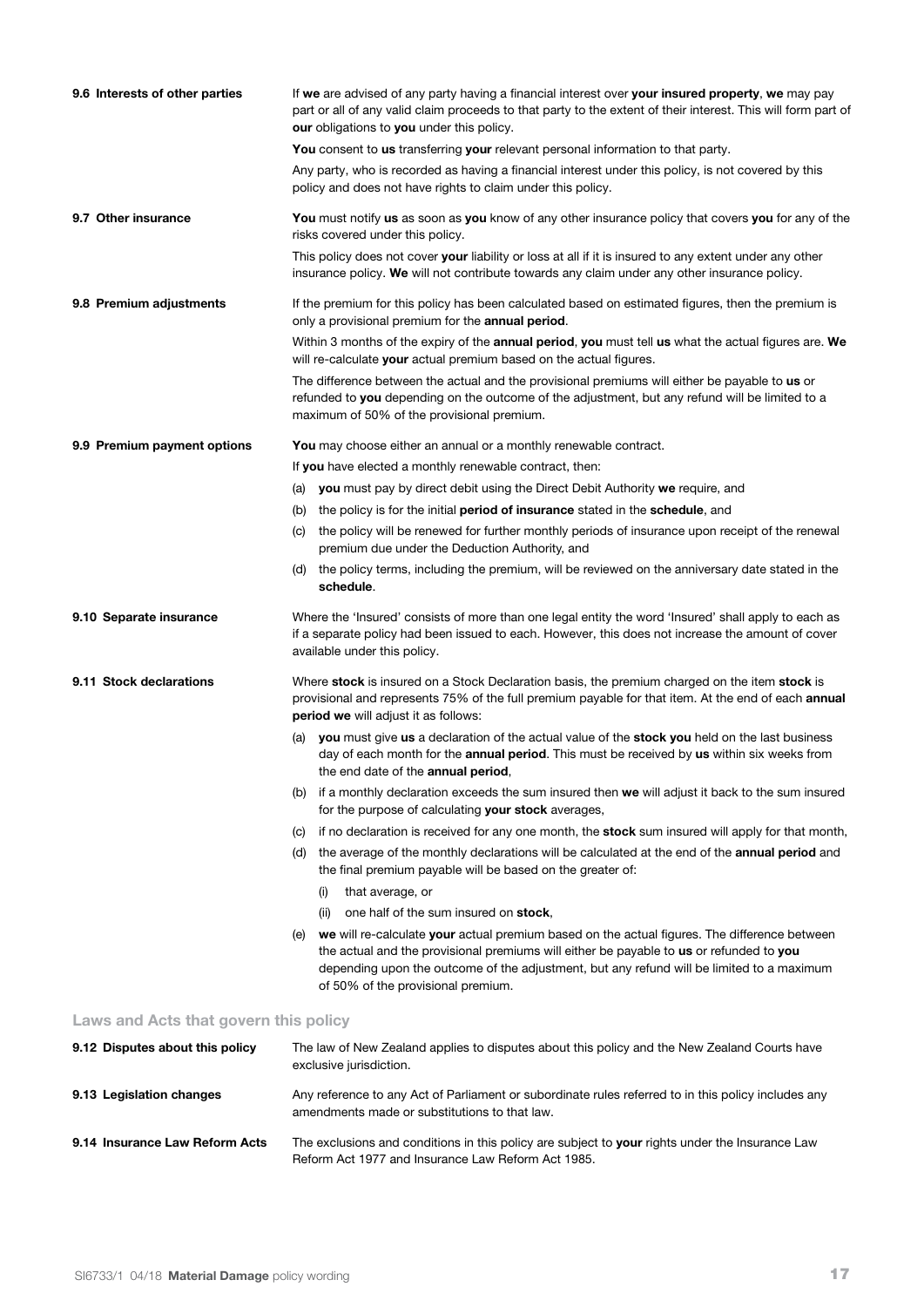**9.6 Interests of other parties**

If **we** are advised of any party having a financial interest over **your insured property**, **we** may pay part or all of any valid claim proceeds to that party to the extent of their interest. This will form part of **our** obligations to **you** under this policy.

**You** consent to **us** transferring **your** relevant personal information to that party.

Any party, who is recorded as having a financial interest under this policy, is not covered by this policy and does not have rights to claim under this policy.

**9.7 Other insurance**

**You** must notify **us** as soon as **you** know of any other insurance policy that covers **you** for any of the risks covered under this policy.

This policy does not cover **your** liability or loss at all if it is insured to any extent under any other insurance policy. **We** will not contribute towards any claim under any other insurance policy.

**9.8 Premium adjustments**

If the premium for this policy has been calculated based on estimated figures, then the premium is only a provisional premium for the **annual period**.

Within 3 months of the expiry of the **annual period**, **you** must tell **us** what the actual figures are. **We** will re-calculate **your** actual premium based on the actual figures.

The difference between the actual and the provisional premiums will either be payable to **us** or refunded to **you** depending on the outcome of the adjustment, but any refund will be limited to a maximum of 50% of the provisional premium.

**9.9 Premium payment options**

**You** may choose either an annual or a monthly renewable contract.

If **you** have elected a monthly renewable contract, then:

(a) **you** must pay by direct debit using the Direct Debit Authority **we** require, and

(b) the policy is for the initial **period of insurance** stated in the **schedule**, and

(c) the policy will be renewed for further monthly periods of insurance upon receipt of the renewal premium due under the Deduction Authority, and

(d) the policy terms, including the premium, will be reviewed on the anniversary date stated in the **schedule**.

**9.10 Separate insurance**

Where the 'Insured' consists of more than one legal entity the word 'Insured' shall apply to each as if a separate policy had been issued to each. However, this does not increase the amount of cover available under this policy.

**9.11 Stock declarations**

Where **stock** is insured on a Stock Declaration basis, the premium charged on the item **stock** is provisional and represents 75% of the full premium payable for that item. At the end of each **annual period we** will adjust it as follows:

(a) **you** must give **us** a declaration of the actual value of the **stock you** held on the last business day of each month for the **annual period**. This must be received by **us** within six weeks from the end date of the **annual period**,

(b) if a monthly declaration exceeds the sum insured then **we** will adjust it back to the sum insured for the purpose of calculating **your stock** averages,

(c) if no declaration is received for any one month, the **stock** sum insured will apply for that month,

(d) the average of the monthly declarations will be calculated at the end of the **annual period** and the final premium payable will be based on the greater of:

   (i) that average, or

   (ii) one half of the sum insured on **stock**,

(e) **we** will re-calculate **your** actual premium based on the actual figures. The difference between the actual and the provisional premiums will either be payable to **us** or refunded to **you** depending upon the outcome of the adjustment, but any refund will be limited to a maximum of 50% of the provisional premium.

## Laws and Acts that govern this policy

**9.12 Disputes about this policy**

The law of New Zealand applies to disputes about this policy and the New Zealand Courts have exclusive jurisdiction.

**9.13 Legislation changes**

Any reference to any Act of Parliament or subordinate rules referred to in this policy includes any amendments made or substitutions to that law.

**9.14 Insurance Law Reform Acts**

The exclusions and conditions in this policy are subject to **your** rights under the Insurance Law Reform Act 1977 and Insurance Law Reform Act 1985.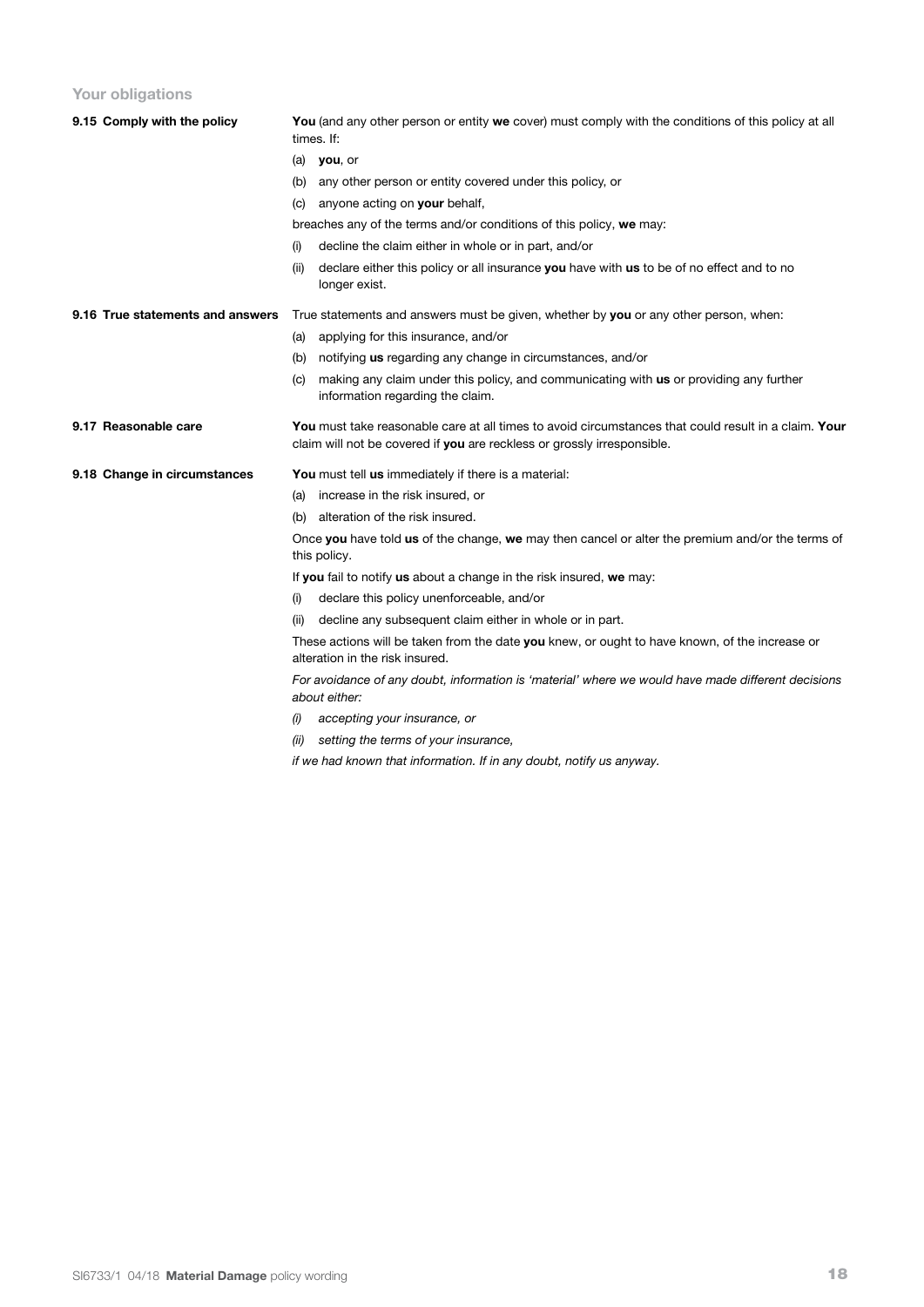## Your obligations

### 9.15 Comply with the policy

**You** (and any other person or entity **we** cover) must comply with the conditions of this policy at all times. If:

(a) **you**, or

(b) any other person or entity covered under this policy, or

(c) anyone acting on **your** behalf,

breaches any of the terms and/or conditions of this policy, **we** may:

(i) decline the claim either in whole or in part, and/or

(ii) declare either this policy or all insurance **you** have with **us** to be of no effect and to no longer exist.

### 9.16 True statements and answers

True statements and answers must be given, whether by **you** or any other person, when:

(a) applying for this insurance, and/or

(b) notifying **us** regarding any change in circumstances, and/or

(c) making any claim under this policy, and communicating with **us** or providing any further information regarding the claim.

### 9.17 Reasonable care

**You** must take reasonable care at all times to avoid circumstances that could result in a claim. **Your** claim will not be covered if **you** are reckless or grossly irresponsible.

### 9.18 Change in circumstances

**You** must tell **us** immediately if there is a material:

(a) increase in the risk insured, or

(b) alteration of the risk insured.

Once **you** have told **us** of the change, **we** may then cancel or alter the premium and/or the terms of this policy.

If **you** fail to notify **us** about a change in the risk insured, **we** may:

(i) declare this policy unenforceable, and/or

(ii) decline any subsequent claim either in whole or in part.

These actions will be taken from the date **you** knew, or ought to have known, of the increase or alteration in the risk insured.

*For avoidance of any doubt, information is 'material' where we would have made different decisions about either:*

*(i) accepting your insurance, or*

*(ii) setting the terms of your insurance,*

*if we had known that information. If in any doubt, notify us anyway.*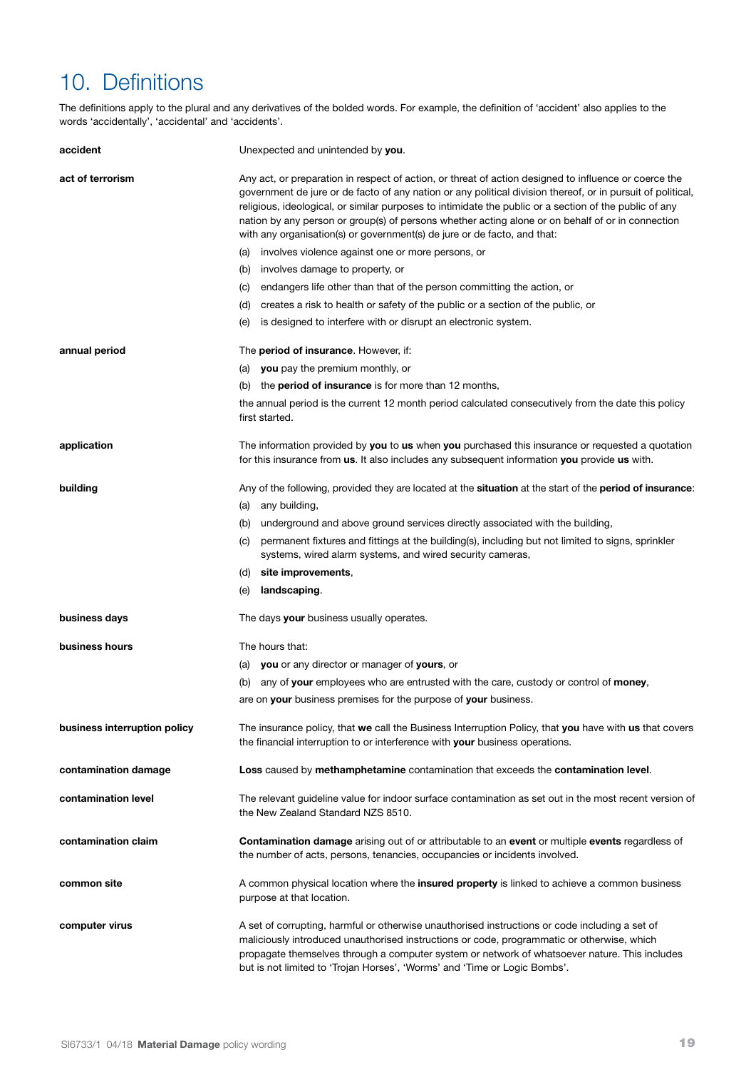# 10. Definitions

The definitions apply to the plural and any derivatives of the bolded words. For example, the definition of 'accident' also applies to the words 'accidentally', 'accidental' and 'accidents'.

**accident**

Unexpected and unintended by **you**.

**act of terrorism**

Any act, or preparation in respect of action, or threat of action designed to influence or coerce the government de jure or de facto of any nation or any political division thereof, or in pursuit of political, religious, ideological, or similar purposes to intimidate the public or a section of the public of any nation by any person or group(s) of persons whether acting alone or on behalf of or in connection with any organisation(s) or government(s) de jure or de facto, and that:

(a) involves violence against one or more persons, or
(b) involves damage to property, or
(c) endangers life other than that of the person committing the action, or
(d) creates a risk to health or safety of the public or a section of the public, or
(e) is designed to interfere with or disrupt an electronic system.

**annual period**

The **period of insurance**. However, if:

(a) **you** pay the premium monthly, or
(b) the **period of insurance** is for more than 12 months,

the annual period is the current 12 month period calculated consecutively from the date this policy first started.

**application**

The information provided by **you** to **us** when **you** purchased this insurance or requested a quotation for this insurance from **us**. It also includes any subsequent information **you** provide **us** with.

**building**

Any of the following, provided they are located at the **situation** at the start of the **period of insurance**:

(a) any building,
(b) underground and above ground services directly associated with the building,
(c) permanent fixtures and fittings at the building(s), including but not limited to signs, sprinkler systems, wired alarm systems, and wired security cameras,
(d) **site improvements**,
(e) **landscaping**.

**business days**

The days **your** business usually operates.

**business hours**

The hours that:

(a) **you** or any director or manager of **yours**, or
(b) any of **your** employees who are entrusted with the care, custody or control of **money**,

are on **your** business premises for the purpose of **your** business.

**business interruption policy**

The insurance policy, that **we** call the Business Interruption Policy, that **you** have with **us** that covers the financial interruption to or interference with **your** business operations.

**contamination damage**

**Loss** caused by **methamphetamine** contamination that exceeds the **contamination level**.

**contamination level**

The relevant guideline value for indoor surface contamination as set out in the most recent version of the New Zealand Standard NZS 8510.

**contamination claim**

**Contamination damage** arising out of or attributable to an **event** or multiple **events** regardless of the number of acts, persons, tenancies, occupancies or incidents involved.

**common site**

A common physical location where the **insured property** is linked to achieve a common business purpose at that location.

**computer virus**

A set of corrupting, harmful or otherwise unauthorised instructions or code including a set of maliciously introduced unauthorised instructions or code, programmatic or otherwise, which propagate themselves through a computer system or network of whatsoever nature. This includes but is not limited to 'Trojan Horses', 'Worms' and 'Time or Logic Bombs'.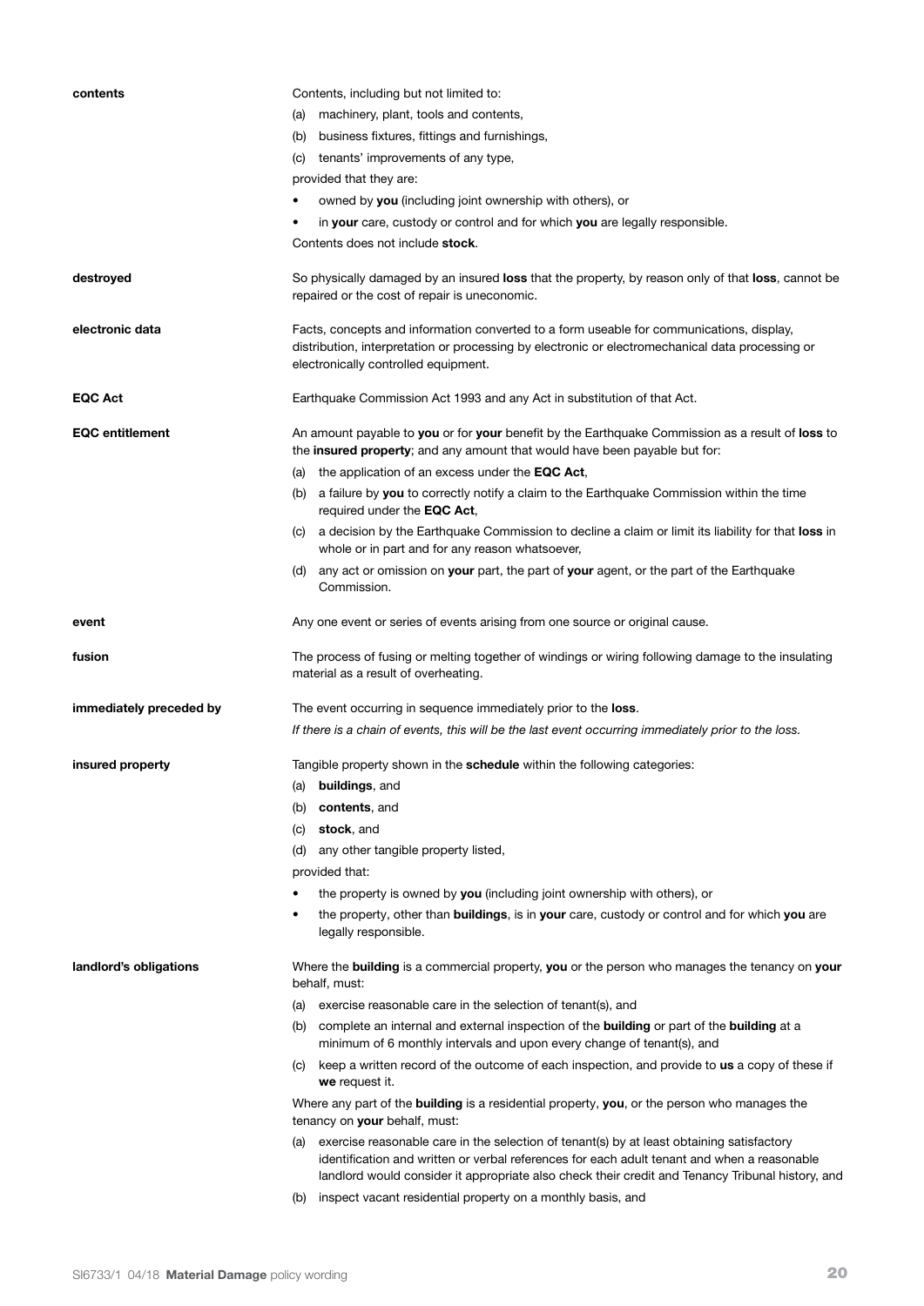**contents**

Contents, including but not limited to:

(a) machinery, plant, tools and contents,

(b) business fixtures, fittings and furnishings,

(c) tenants' improvements of any type,

provided that they are:

- owned by **you** (including joint ownership with others), or
- in **your** care, custody or control and for which **you** are legally responsible.

Contents does not include **stock**.

**destroyed**

So physically damaged by an insured **loss** that the property, by reason only of that **loss**, cannot be repaired or the cost of repair is uneconomic.

**electronic data**

Facts, concepts and information converted to a form useable for communications, display, distribution, interpretation or processing by electronic or electromechanical data processing or electronically controlled equipment.

**EQC Act**

Earthquake Commission Act 1993 and any Act in substitution of that Act.

**EQC entitlement**

An amount payable to **you** or for **your** benefit by the Earthquake Commission as a result of **loss** to the **insured property**; and any amount that would have been payable but for:

(a) the application of an excess under the **EQC Act**,

(b) a failure by **you** to correctly notify a claim to the Earthquake Commission within the time required under the **EQC Act**,

(c) a decision by the Earthquake Commission to decline a claim or limit its liability for that **loss** in whole or in part and for any reason whatsoever,

(d) any act or omission on **your** part, the part of **your** agent, or the part of the Earthquake Commission.

**event**

Any one event or series of events arising from one source or original cause.

**fusion**

The process of fusing or melting together of windings or wiring following damage to the insulating material as a result of overheating.

**immediately preceded by**

The event occurring in sequence immediately prior to the **loss**.

*If there is a chain of events, this will be the last event occurring immediately prior to the loss.*

**insured property**

Tangible property shown in the **schedule** within the following categories:

(a) **buildings**, and

(b) **contents**, and

(c) **stock**, and

(d) any other tangible property listed,

provided that:

- the property is owned by **you** (including joint ownership with others), or
- the property, other than **buildings**, is in **your** care, custody or control and for which **you** are legally responsible.

**landlord's obligations**

Where the **building** is a commercial property, **you** or the person who manages the tenancy on **your** behalf, must:

(a) exercise reasonable care in the selection of tenant(s), and

(b) complete an internal and external inspection of the **building** or part of the **building** at a minimum of 6 monthly intervals and upon every change of tenant(s), and

(c) keep a written record of the outcome of each inspection, and provide to **us** a copy of these if **we** request it.

Where any part of the **building** is a residential property, **you**, or the person who manages the tenancy on **your** behalf, must:

(a) exercise reasonable care in the selection of tenant(s) by at least obtaining satisfactory identification and written or verbal references for each adult tenant and when a reasonable landlord would consider it appropriate also check their credit and Tenancy Tribunal history, and

(b) inspect vacant residential property on a monthly basis, and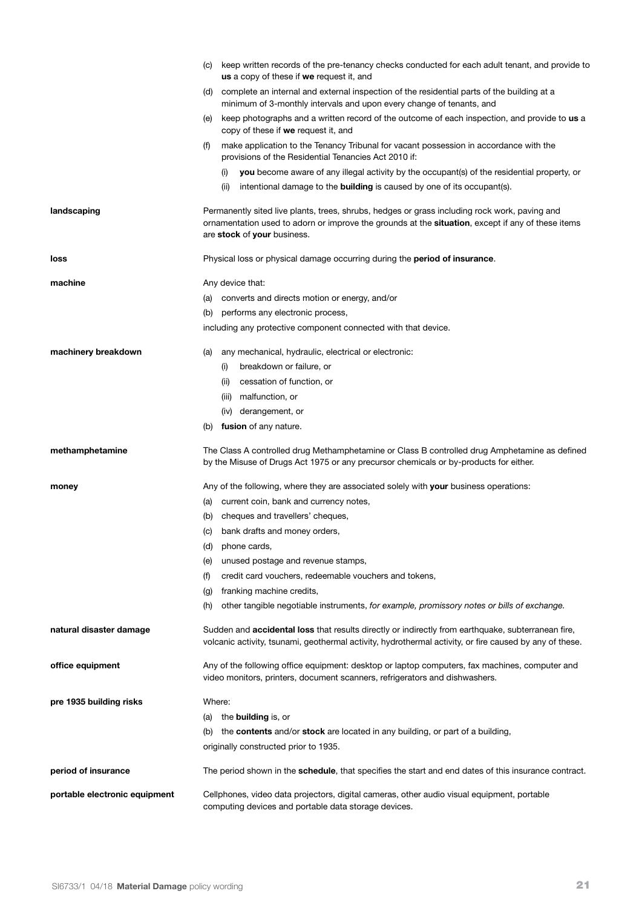(c) keep written records of the pre-tenancy checks conducted for each adult tenant, and provide to **us** a copy of these if **we** request it, and

(d) complete an internal and external inspection of the residential parts of the building at a minimum of 3-monthly intervals and upon every change of tenants, and

(e) keep photographs and a written record of the outcome of each inspection, and provide to **us** a copy of these if **we** request it, and

(f) make application to the Tenancy Tribunal for vacant possession in accordance with the provisions of the Residential Tenancies Act 2010 if:

  (i) **you** become aware of any illegal activity by the occupant(s) of the residential property, or

  (ii) intentional damage to the **building** is caused by one of its occupant(s).

**landscaping**

Permanently sited live plants, trees, shrubs, hedges or grass including rock work, paving and ornamentation used to adorn or improve the grounds at the **situation**, except if any of these items are **stock** of **your** business.

**loss**

Physical loss or physical damage occurring during the **period of insurance**.

**machine**

Any device that:

(a) converts and directs motion or energy, and/or

(b) performs any electronic process,

including any protective component connected with that device.

**machinery breakdown**

(a) any mechanical, hydraulic, electrical or electronic:

  (i) breakdown or failure, or

  (ii) cessation of function, or

  (iii) malfunction, or

  (iv) derangement, or

(b) **fusion** of any nature.

**methamphetamine**

The Class A controlled drug Methamphetamine or Class B controlled drug Amphetamine as defined by the Misuse of Drugs Act 1975 or any precursor chemicals or by-products for either.

**money**

Any of the following, where they are associated solely with **your** business operations:

(a) current coin, bank and currency notes,

(b) cheques and travellers' cheques,

(c) bank drafts and money orders,

(d) phone cards,

(e) unused postage and revenue stamps,

(f) credit card vouchers, redeemable vouchers and tokens,

(g) franking machine credits,

(h) other tangible negotiable instruments, *for example, promissory notes or bills of exchange.*

**natural disaster damage**

Sudden and **accidental loss** that results directly or indirectly from earthquake, subterranean fire, volcanic activity, tsunami, geothermal activity, hydrothermal activity, or fire caused by any of these.

**office equipment**

Any of the following office equipment: desktop or laptop computers, fax machines, computer and video monitors, printers, document scanners, refrigerators and dishwashers.

**pre 1935 building risks**

Where:

(a) the **building** is, or

(b) the **contents** and/or **stock** are located in any building, or part of a building,

originally constructed prior to 1935.

**period of insurance**

The period shown in the **schedule**, that specifies the start and end dates of this insurance contract.

**portable electronic equipment**

Cellphones, video data projectors, digital cameras, other audio visual equipment, portable computing devices and portable data storage devices.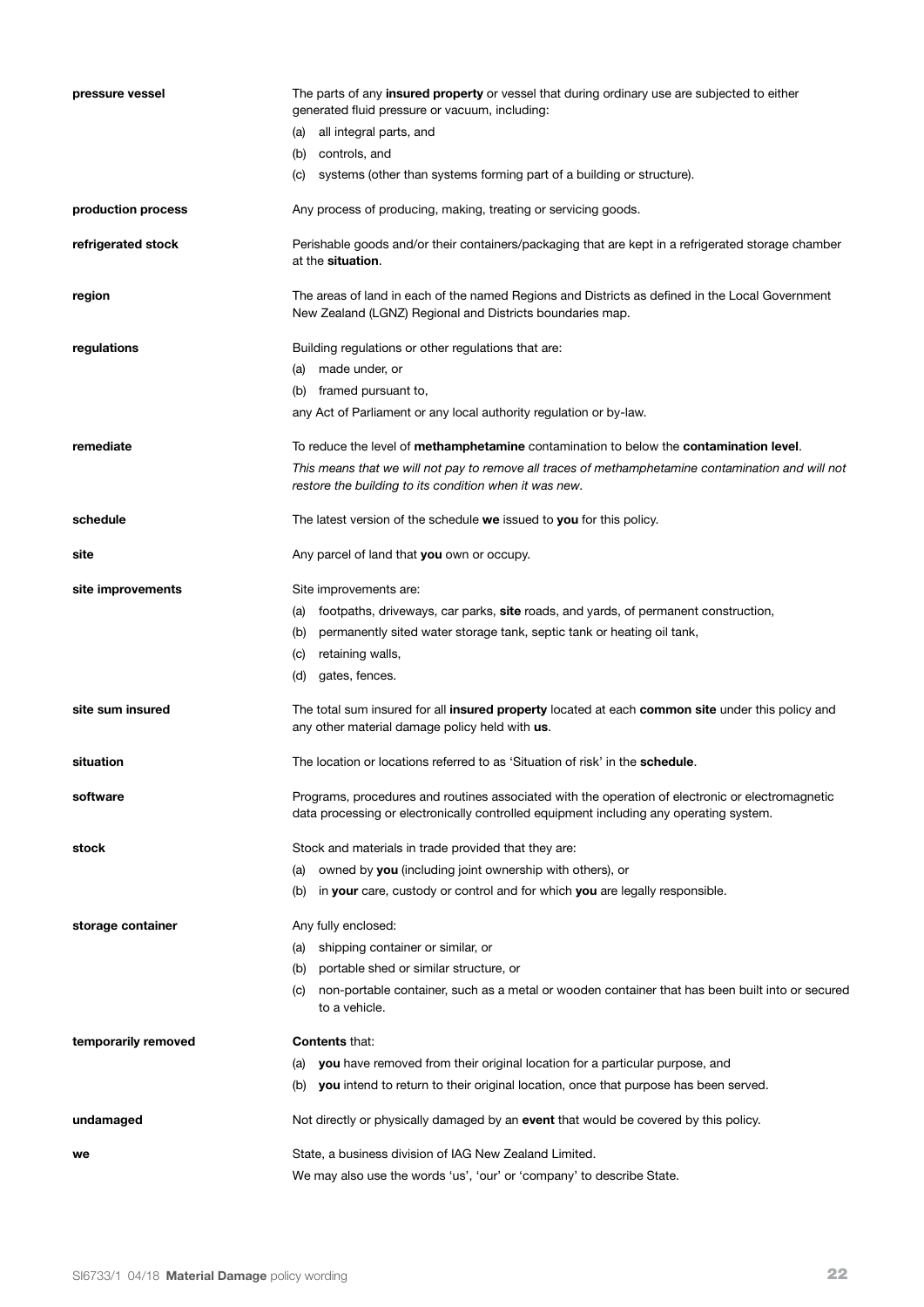**pressure vessel**

The parts of any **insured property** or vessel that during ordinary use are subjected to either generated fluid pressure or vacuum, including:

(a) all integral parts, and

(b) controls, and

(c) systems (other than systems forming part of a building or structure).

**production process**

Any process of producing, making, treating or servicing goods.

**refrigerated stock**

Perishable goods and/or their containers/packaging that are kept in a refrigerated storage chamber at the **situation**.

**region**

The areas of land in each of the named Regions and Districts as defined in the Local Government New Zealand (LGNZ) Regional and Districts boundaries map.

**regulations**

Building regulations or other regulations that are:

(a) made under, or

(b) framed pursuant to,

any Act of Parliament or any local authority regulation or by-law.

**remediate**

To reduce the level of **methamphetamine** contamination to below the **contamination level**.

*This means that we will not pay to remove all traces of methamphetamine contamination and will not restore the building to its condition when it was new.*

**schedule**

The latest version of the schedule **we** issued to **you** for this policy.

**site**

Any parcel of land that **you** own or occupy.

**site improvements**

Site improvements are:

(a) footpaths, driveways, car parks, **site** roads, and yards, of permanent construction,

(b) permanently sited water storage tank, septic tank or heating oil tank,

(c) retaining walls,

(d) gates, fences.

**site sum insured**

The total sum insured for all **insured property** located at each **common site** under this policy and any other material damage policy held with **us**.

**situation**

The location or locations referred to as 'Situation of risk' in the **schedule**.

**software**

Programs, procedures and routines associated with the operation of electronic or electromagnetic data processing or electronically controlled equipment including any operating system.

**stock**

Stock and materials in trade provided that they are:

(a) owned by **you** (including joint ownership with others), or

(b) in **your** care, custody or control and for which **you** are legally responsible.

**storage container**

Any fully enclosed:

(a) shipping container or similar, or

(b) portable shed or similar structure, or

(c) non-portable container, such as a metal or wooden container that has been built into or secured to a vehicle.

**temporarily removed**

**Contents** that:

(a) **you** have removed from their original location for a particular purpose, and

(b) **you** intend to return to their original location, once that purpose has been served.

**undamaged**

Not directly or physically damaged by an **event** that would be covered by this policy.

**we**

State, a business division of IAG New Zealand Limited.

We may also use the words 'us', 'our' or 'company' to describe State.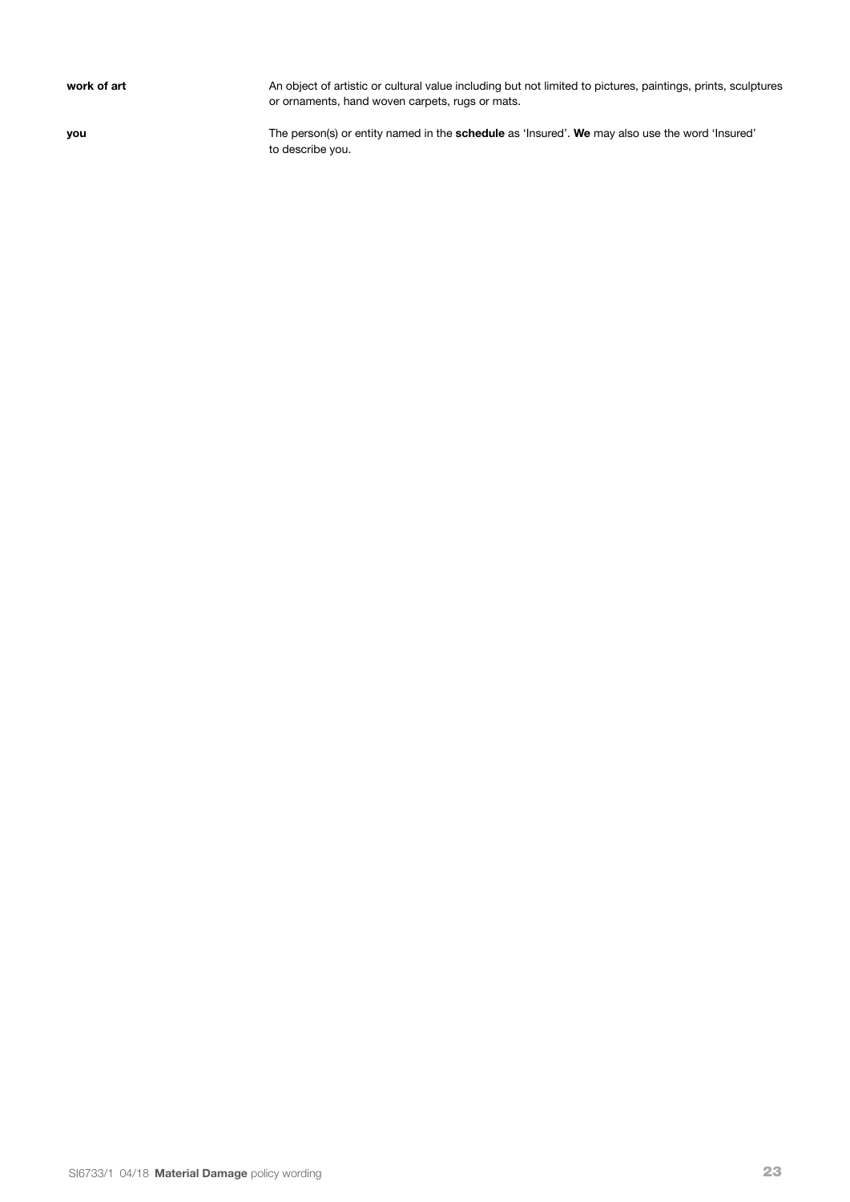**work of art** An object of artistic or cultural value including but not limited to pictures, paintings, prints, sculptures or ornaments, hand woven carpets, rugs or mats.

**you** The person(s) or entity named in the **schedule** as 'Insured'. **We** may also use the word 'Insured' to describe you.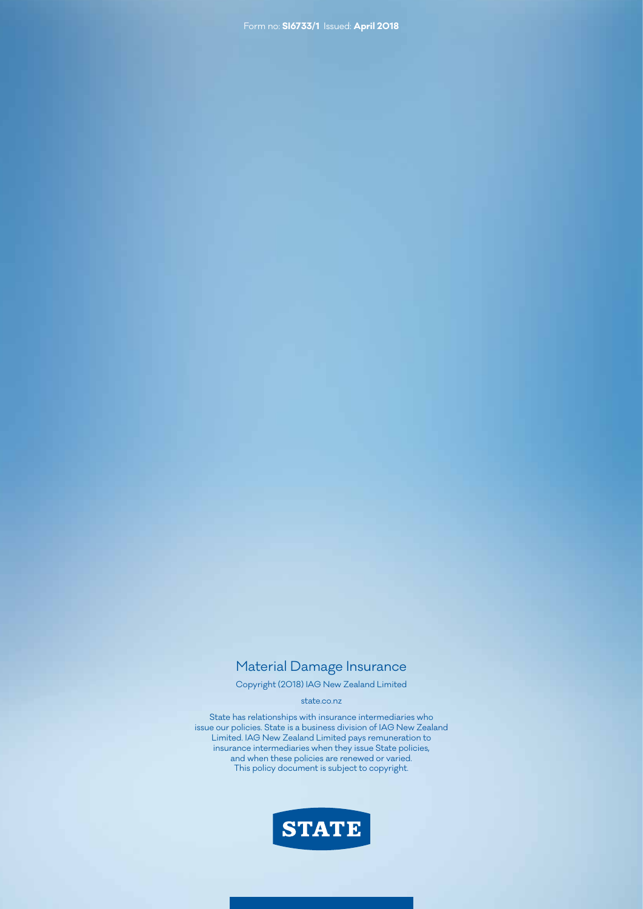Form no: **SI6733/1** Issued: **April 2018**

Material Damage Insurance

Copyright (2018) IAG New Zealand Limited

state.co.nz

State has relationships with insurance intermediaries who issue our policies. State is a business division of IAG New Zealand Limited. IAG New Zealand Limited pays remuneration to insurance intermediaries when they issue State policies, and when these policies are renewed or varied. This policy document is subject to copyright.

STATE